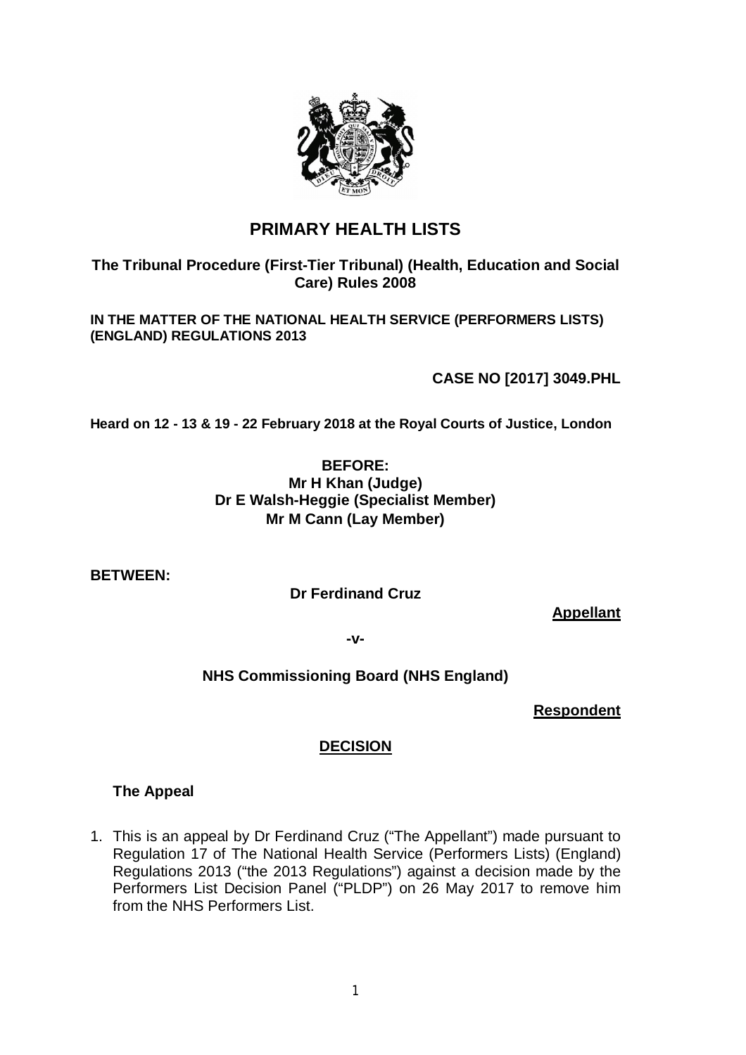# PRIMARY HEALTH LISTS

**The Tribunal Procedure (First-Tier Tribunal) (Health, Education and Social Care) Rules 2008**

**IN THE MATTER OF THE NATIONAL HEALTH SERVICE (PERFORMERS LISTS) (ENGLAND) REGULATIONS 2013**

**CASE NO [2017] 3049.PHL**

**Heard on 12 - 13 & 19 - 22 February 2018 at the Royal Courts of Justice, London**

**BEFORE:**
**Mr H Khan (Judge)**
**Dr E Walsh-Heggie (Specialist Member)**
**Mr M Cann (Lay Member)**

**BETWEEN:**

**Dr Ferdinand Cruz**

**Appellant**

**-v-**

**NHS Commissioning Board (NHS England)**

**Respondent**

## DECISION

### The Appeal

1. This is an appeal by Dr Ferdinand Cruz ("The Appellant") made pursuant to Regulation 17 of The National Health Service (Performers Lists) (England) Regulations 2013 ("the 2013 Regulations") against a decision made by the Performers List Decision Panel ("PLDP") on 26 May 2017 to remove him from the NHS Performers List.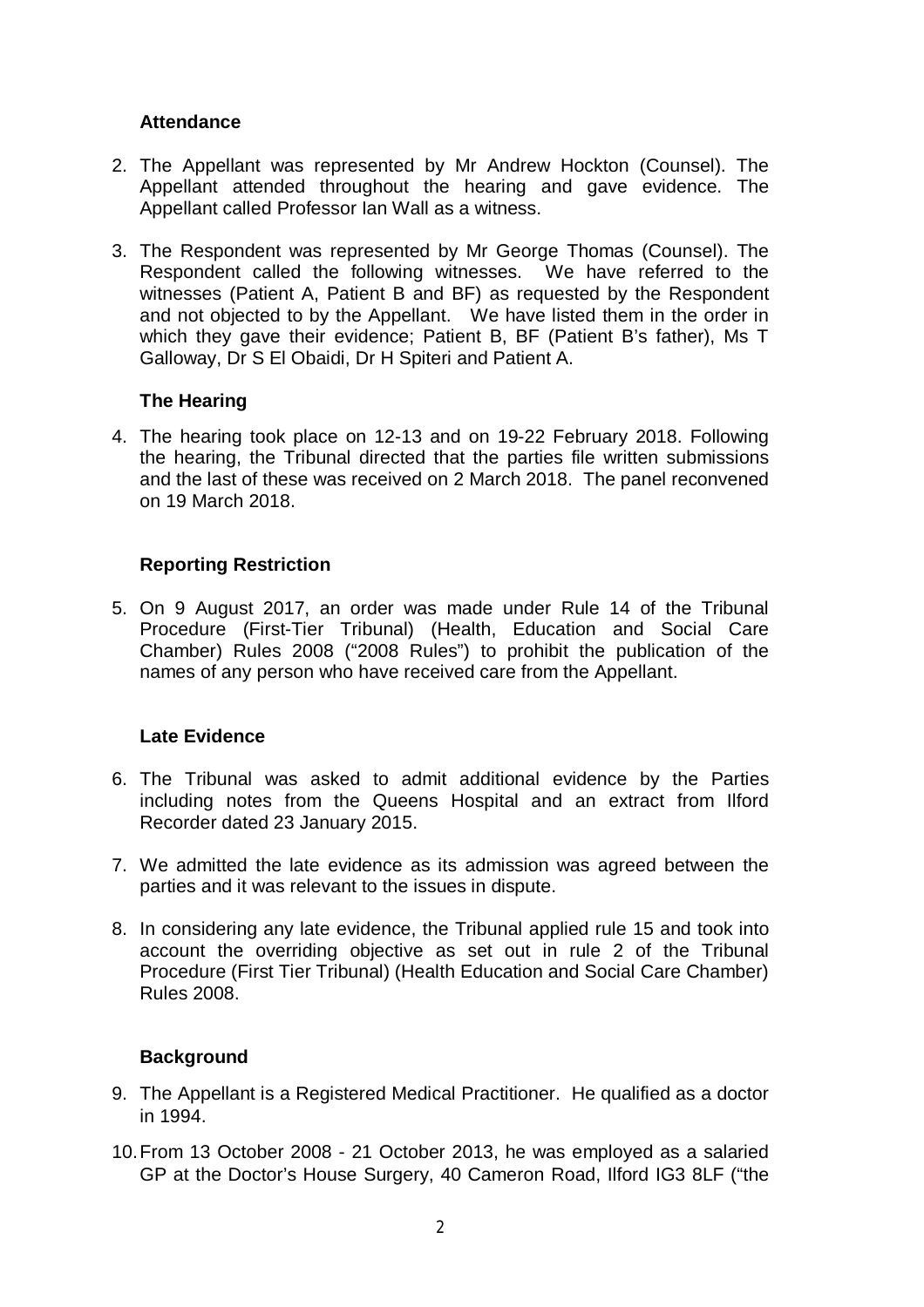### Attendance

2. The Appellant was represented by Mr Andrew Hockton (Counsel). The Appellant attended throughout the hearing and gave evidence. The Appellant called Professor Ian Wall as a witness.

3. The Respondent was represented by Mr George Thomas (Counsel). The Respondent called the following witnesses. We have referred to the witnesses (Patient A, Patient B and BF) as requested by the Respondent and not objected to by the Appellant. We have listed them in the order in which they gave their evidence; Patient B, BF (Patient B's father), Ms T Galloway, Dr S El Obaidi, Dr H Spiteri and Patient A.

### The Hearing

4. The hearing took place on 12-13 and on 19-22 February 2018. Following the hearing, the Tribunal directed that the parties file written submissions and the last of these was received on 2 March 2018. The panel reconvened on 19 March 2018.

### Reporting Restriction

5. On 9 August 2017, an order was made under Rule 14 of the Tribunal Procedure (First-Tier Tribunal) (Health, Education and Social Care Chamber) Rules 2008 ("2008 Rules") to prohibit the publication of the names of any person who have received care from the Appellant.

### Late Evidence

6. The Tribunal was asked to admit additional evidence by the Parties including notes from the Queens Hospital and an extract from Ilford Recorder dated 23 January 2015.

7. We admitted the late evidence as its admission was agreed between the parties and it was relevant to the issues in dispute.

8. In considering any late evidence, the Tribunal applied rule 15 and took into account the overriding objective as set out in rule 2 of the Tribunal Procedure (First Tier Tribunal) (Health Education and Social Care Chamber) Rules 2008.

### Background

9. The Appellant is a Registered Medical Practitioner. He qualified as a doctor in 1994.

10. From 13 October 2008 - 21 October 2013, he was employed as a salaried GP at the Doctor's House Surgery, 40 Cameron Road, Ilford IG3 8LF ("the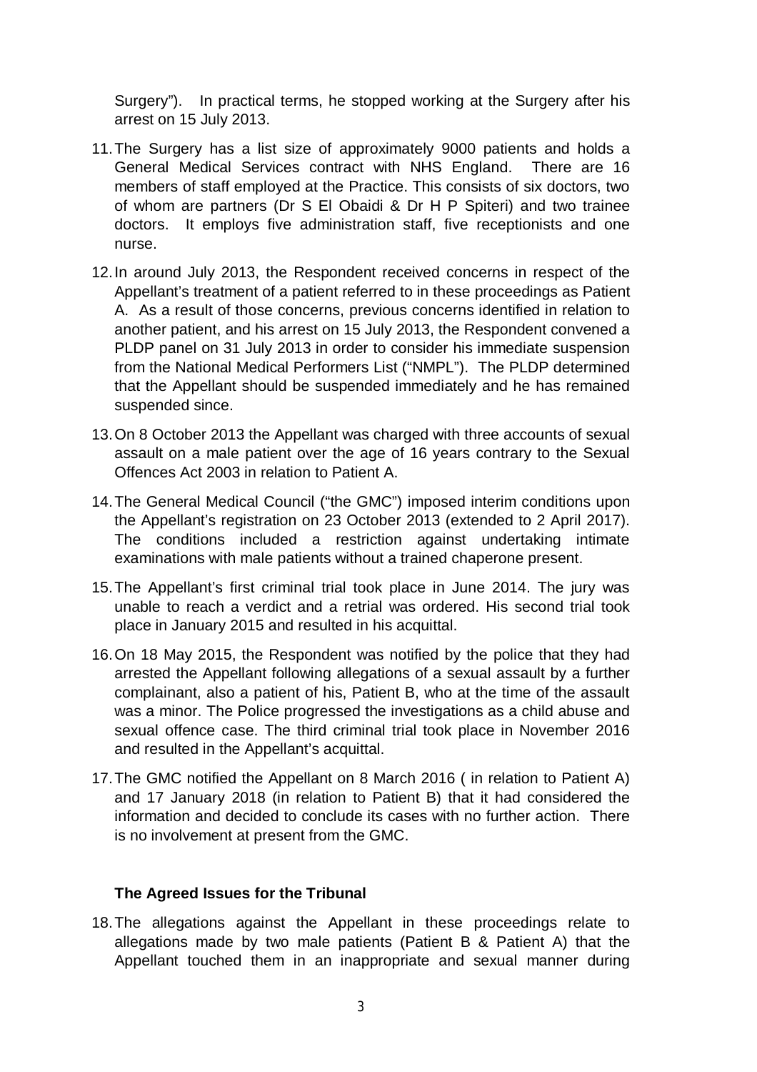Surgery"). In practical terms, he stopped working at the Surgery after his arrest on 15 July 2013.

11. The Surgery has a list size of approximately 9000 patients and holds a General Medical Services contract with NHS England. There are 16 members of staff employed at the Practice. This consists of six doctors, two of whom are partners (Dr S El Obaidi & Dr H P Spiteri) and two trainee doctors. It employs five administration staff, five receptionists and one nurse.

12. In around July 2013, the Respondent received concerns in respect of the Appellant's treatment of a patient referred to in these proceedings as Patient A. As a result of those concerns, previous concerns identified in relation to another patient, and his arrest on 15 July 2013, the Respondent convened a PLDP panel on 31 July 2013 in order to consider his immediate suspension from the National Medical Performers List ("NMPL"). The PLDP determined that the Appellant should be suspended immediately and he has remained suspended since.

13. On 8 October 2013 the Appellant was charged with three accounts of sexual assault on a male patient over the age of 16 years contrary to the Sexual Offences Act 2003 in relation to Patient A.

14. The General Medical Council ("the GMC") imposed interim conditions upon the Appellant's registration on 23 October 2013 (extended to 2 April 2017). The conditions included a restriction against undertaking intimate examinations with male patients without a trained chaperone present.

15. The Appellant's first criminal trial took place in June 2014. The jury was unable to reach a verdict and a retrial was ordered. His second trial took place in January 2015 and resulted in his acquittal.

16. On 18 May 2015, the Respondent was notified by the police that they had arrested the Appellant following allegations of a sexual assault by a further complainant, also a patient of his, Patient B, who at the time of the assault was a minor. The Police progressed the investigations as a child abuse and sexual offence case. The third criminal trial took place in November 2016 and resulted in the Appellant's acquittal.

17. The GMC notified the Appellant on 8 March 2016 ( in relation to Patient A) and 17 January 2018 (in relation to Patient B) that it had considered the information and decided to conclude its cases with no further action. There is no involvement at present from the GMC.

**The Agreed Issues for the Tribunal**

18. The allegations against the Appellant in these proceedings relate to allegations made by two male patients (Patient B & Patient A) that the Appellant touched them in an inappropriate and sexual manner during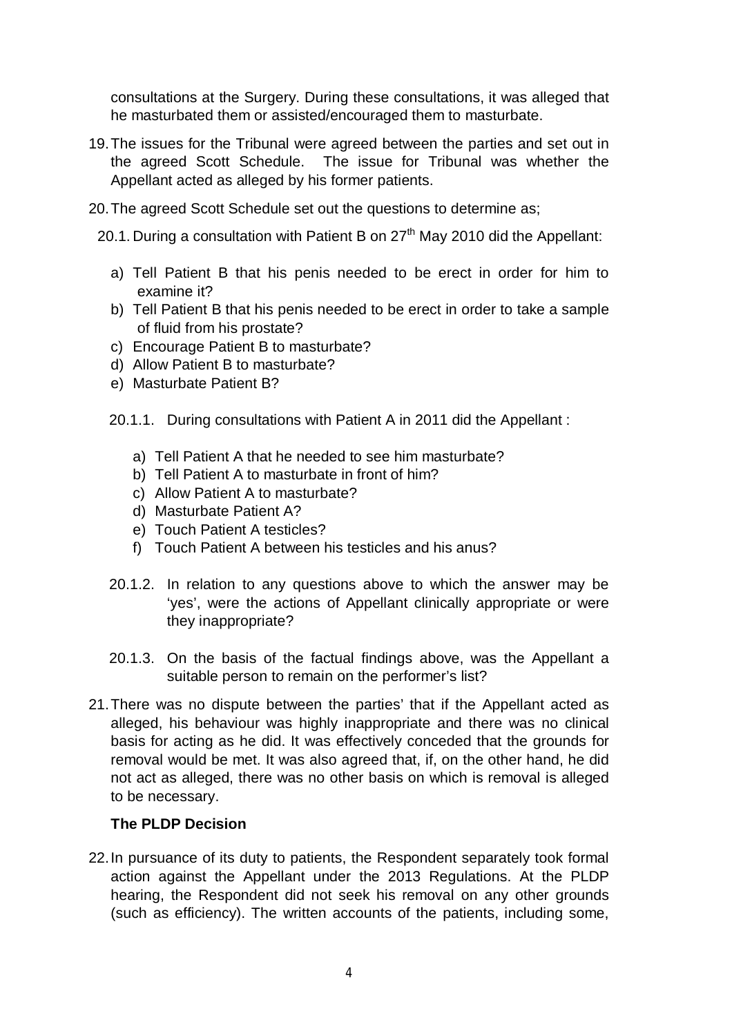consultations at the Surgery. During these consultations, it was alleged that he masturbated them or assisted/encouraged them to masturbate.

19. The issues for the Tribunal were agreed between the parties and set out in the agreed Scott Schedule. The issue for Tribunal was whether the Appellant acted as alleged by his former patients.

20. The agreed Scott Schedule set out the questions to determine as;

   20.1. During a consultation with Patient B on 27th May 2010 did the Appellant:

   a) Tell Patient B that his penis needed to be erect in order for him to examine it?
   b) Tell Patient B that his penis needed to be erect in order to take a sample of fluid from his prostate?
   c) Encourage Patient B to masturbate?
   d) Allow Patient B to masturbate?
   e) Masturbate Patient B?

   20.1.1. During consultations with Patient A in 2011 did the Appellant :

   a) Tell Patient A that he needed to see him masturbate?
   b) Tell Patient A to masturbate in front of him?
   c) Allow Patient A to masturbate?
   d) Masturbate Patient A?
   e) Touch Patient A testicles?
   f) Touch Patient A between his testicles and his anus?

   20.1.2. In relation to any questions above to which the answer may be 'yes', were the actions of Appellant clinically appropriate or were they inappropriate?

   20.1.3. On the basis of the factual findings above, was the Appellant a suitable person to remain on the performer's list?

21. There was no dispute between the parties' that if the Appellant acted as alleged, his behaviour was highly inappropriate and there was no clinical basis for acting as he did. It was effectively conceded that the grounds for removal would be met. It was also agreed that, if, on the other hand, he did not act as alleged, there was no other basis on which is removal is alleged to be necessary.

**The PLDP Decision**

22. In pursuance of its duty to patients, the Respondent separately took formal action against the Appellant under the 2013 Regulations. At the PLDP hearing, the Respondent did not seek his removal on any other grounds (such as efficiency). The written accounts of the patients, including some,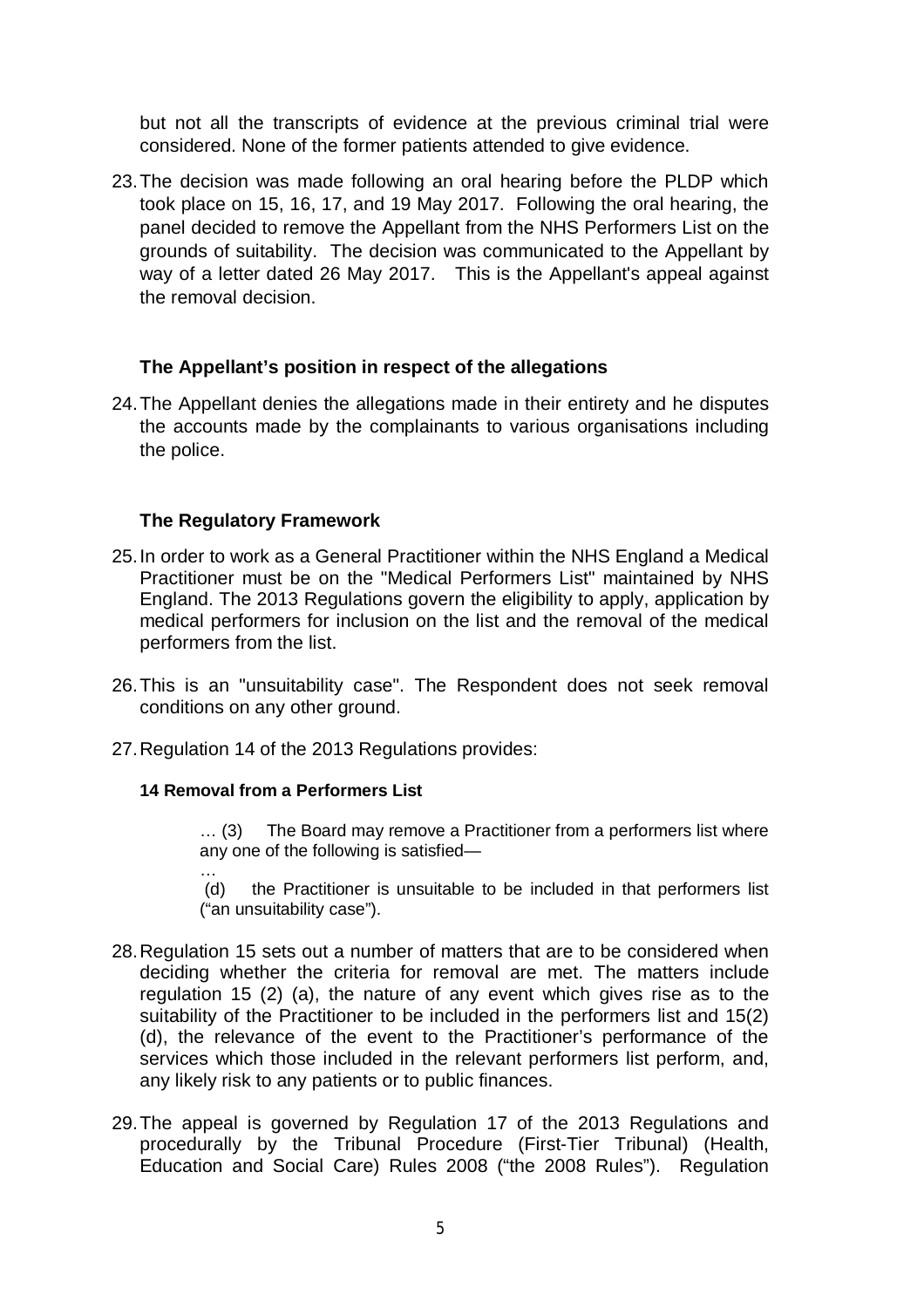but not all the transcripts of evidence at the previous criminal trial were considered. None of the former patients attended to give evidence.

23. The decision was made following an oral hearing before the PLDP which took place on 15, 16, 17, and 19 May 2017. Following the oral hearing, the panel decided to remove the Appellant from the NHS Performers List on the grounds of suitability. The decision was communicated to the Appellant by way of a letter dated 26 May 2017. This is the Appellant's appeal against the removal decision.

### The Appellant's position in respect of the allegations

24. The Appellant denies the allegations made in their entirety and he disputes the accounts made by the complainants to various organisations including the police.

### The Regulatory Framework

25. In order to work as a General Practitioner within the NHS England a Medical Practitioner must be on the "Medical Performers List" maintained by NHS England. The 2013 Regulations govern the eligibility to apply, application by medical performers for inclusion on the list and the removal of the medical performers from the list.

26. This is an "unsuitability case". The Respondent does not seek removal conditions on any other ground.

27. Regulation 14 of the 2013 Regulations provides:

**14 Removal from a Performers List**

> … (3) The Board may remove a Practitioner from a performers list where any one of the following is satisfied—
>
> …
>
> (d) the Practitioner is unsuitable to be included in that performers list ("an unsuitability case").

28. Regulation 15 sets out a number of matters that are to be considered when deciding whether the criteria for removal are met. The matters include regulation 15 (2) (a), the nature of any event which gives rise as to the suitability of the Practitioner to be included in the performers list and 15(2) (d), the relevance of the event to the Practitioner's performance of the services which those included in the relevant performers list perform, and, any likely risk to any patients or to public finances.

29. The appeal is governed by Regulation 17 of the 2013 Regulations and procedurally by the Tribunal Procedure (First-Tier Tribunal) (Health, Education and Social Care) Rules 2008 ("the 2008 Rules"). Regulation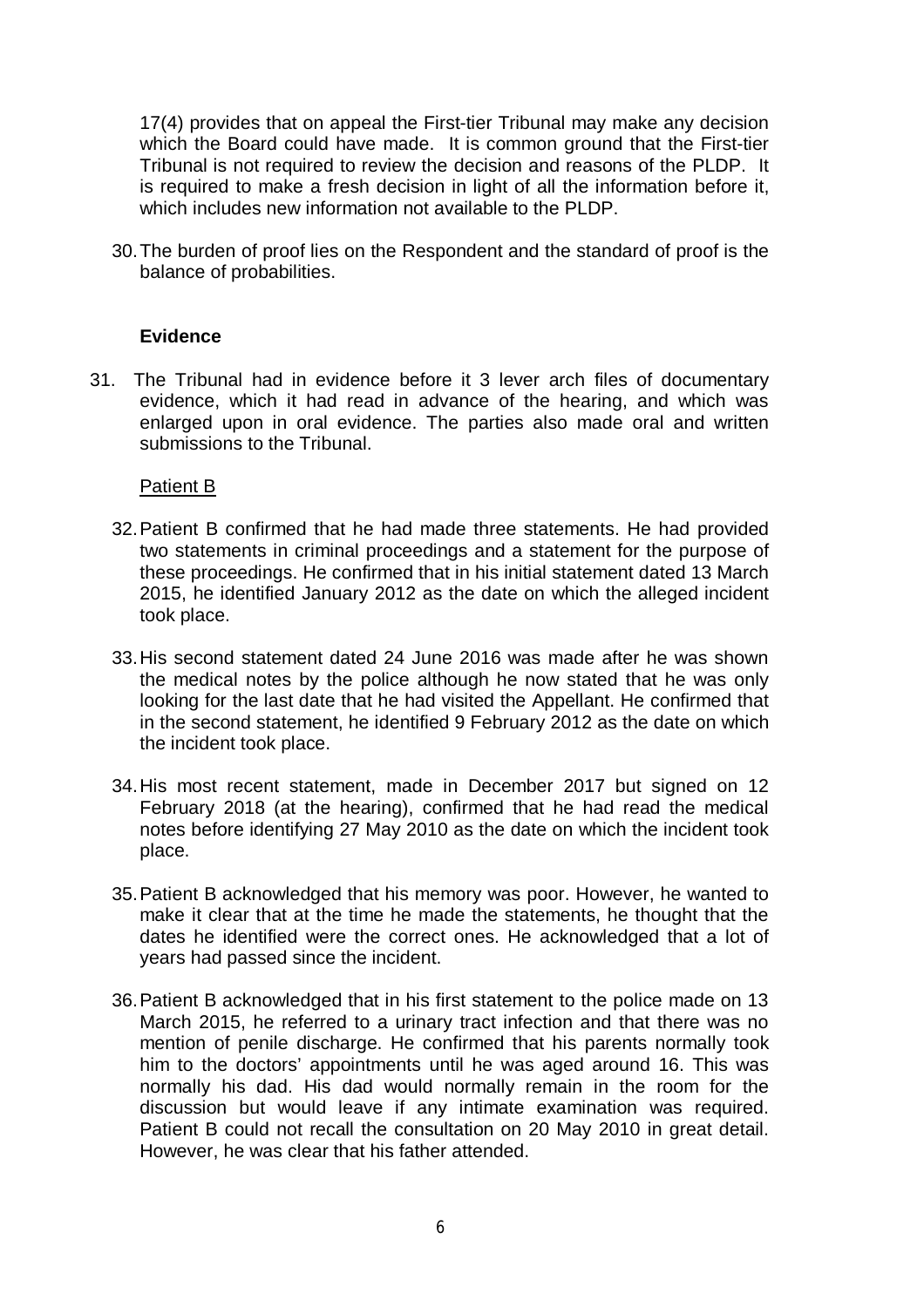17(4) provides that on appeal the First-tier Tribunal may make any decision which the Board could have made. It is common ground that the First-tier Tribunal is not required to review the decision and reasons of the PLDP. It is required to make a fresh decision in light of all the information before it, which includes new information not available to the PLDP.

30. The burden of proof lies on the Respondent and the standard of proof is the balance of probabilities.

**Evidence**

31. The Tribunal had in evidence before it 3 lever arch files of documentary evidence, which it had read in advance of the hearing, and which was enlarged upon in oral evidence. The parties also made oral and written submissions to the Tribunal.

Patient B

32. Patient B confirmed that he had made three statements. He had provided two statements in criminal proceedings and a statement for the purpose of these proceedings. He confirmed that in his initial statement dated 13 March 2015, he identified January 2012 as the date on which the alleged incident took place.

33. His second statement dated 24 June 2016 was made after he was shown the medical notes by the police although he now stated that he was only looking for the last date that he had visited the Appellant. He confirmed that in the second statement, he identified 9 February 2012 as the date on which the incident took place.

34. His most recent statement, made in December 2017 but signed on 12 February 2018 (at the hearing), confirmed that he had read the medical notes before identifying 27 May 2010 as the date on which the incident took place.

35. Patient B acknowledged that his memory was poor. However, he wanted to make it clear that at the time he made the statements, he thought that the dates he identified were the correct ones. He acknowledged that a lot of years had passed since the incident.

36. Patient B acknowledged that in his first statement to the police made on 13 March 2015, he referred to a urinary tract infection and that there was no mention of penile discharge. He confirmed that his parents normally took him to the doctors' appointments until he was aged around 16. This was normally his dad. His dad would normally remain in the room for the discussion but would leave if any intimate examination was required. Patient B could not recall the consultation on 20 May 2010 in great detail. However, he was clear that his father attended.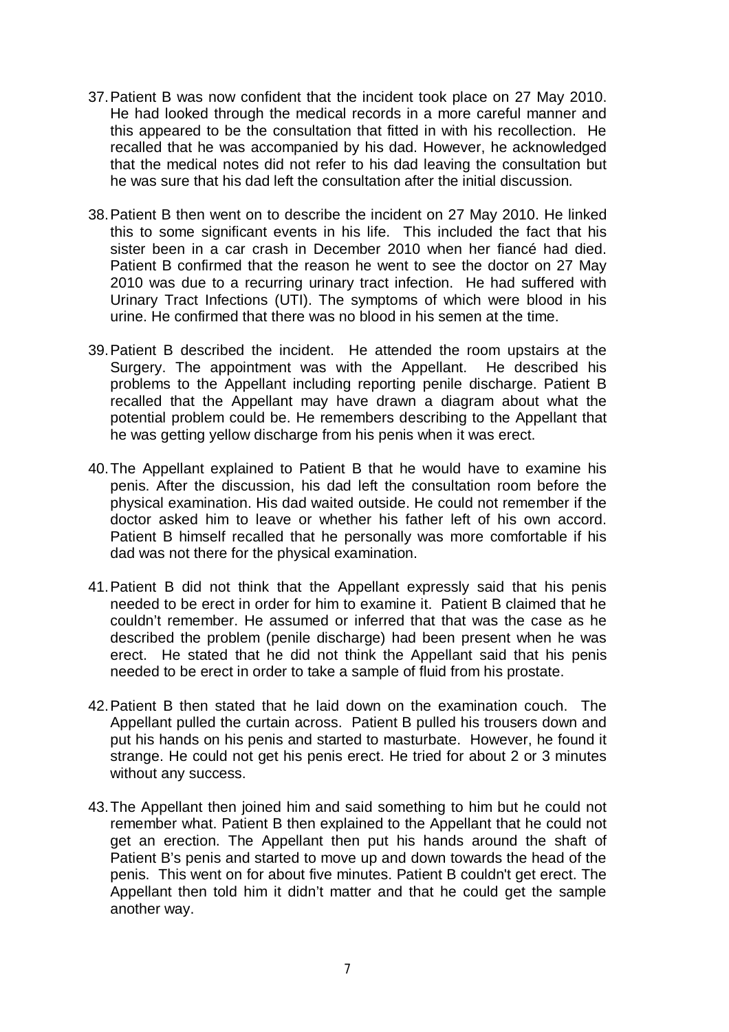37. Patient B was now confident that the incident took place on 27 May 2010. He had looked through the medical records in a more careful manner and this appeared to be the consultation that fitted in with his recollection. He recalled that he was accompanied by his dad. However, he acknowledged that the medical notes did not refer to his dad leaving the consultation but he was sure that his dad left the consultation after the initial discussion.

38. Patient B then went on to describe the incident on 27 May 2010. He linked this to some significant events in his life. This included the fact that his sister been in a car crash in December 2010 when her fiancé had died. Patient B confirmed that the reason he went to see the doctor on 27 May 2010 was due to a recurring urinary tract infection. He had suffered with Urinary Tract Infections (UTI). The symptoms of which were blood in his urine. He confirmed that there was no blood in his semen at the time.

39. Patient B described the incident. He attended the room upstairs at the Surgery. The appointment was with the Appellant. He described his problems to the Appellant including reporting penile discharge. Patient B recalled that the Appellant may have drawn a diagram about what the potential problem could be. He remembers describing to the Appellant that he was getting yellow discharge from his penis when it was erect.

40. The Appellant explained to Patient B that he would have to examine his penis. After the discussion, his dad left the consultation room before the physical examination. His dad waited outside. He could not remember if the doctor asked him to leave or whether his father left of his own accord. Patient B himself recalled that he personally was more comfortable if his dad was not there for the physical examination.

41. Patient B did not think that the Appellant expressly said that his penis needed to be erect in order for him to examine it. Patient B claimed that he couldn't remember. He assumed or inferred that that was the case as he described the problem (penile discharge) had been present when he was erect. He stated that he did not think the Appellant said that his penis needed to be erect in order to take a sample of fluid from his prostate.

42. Patient B then stated that he laid down on the examination couch. The Appellant pulled the curtain across. Patient B pulled his trousers down and put his hands on his penis and started to masturbate. However, he found it strange. He could not get his penis erect. He tried for about 2 or 3 minutes without any success.

43. The Appellant then joined him and said something to him but he could not remember what. Patient B then explained to the Appellant that he could not get an erection. The Appellant then put his hands around the shaft of Patient B's penis and started to move up and down towards the head of the penis. This went on for about five minutes. Patient B couldn't get erect. The Appellant then told him it didn't matter and that he could get the sample another way.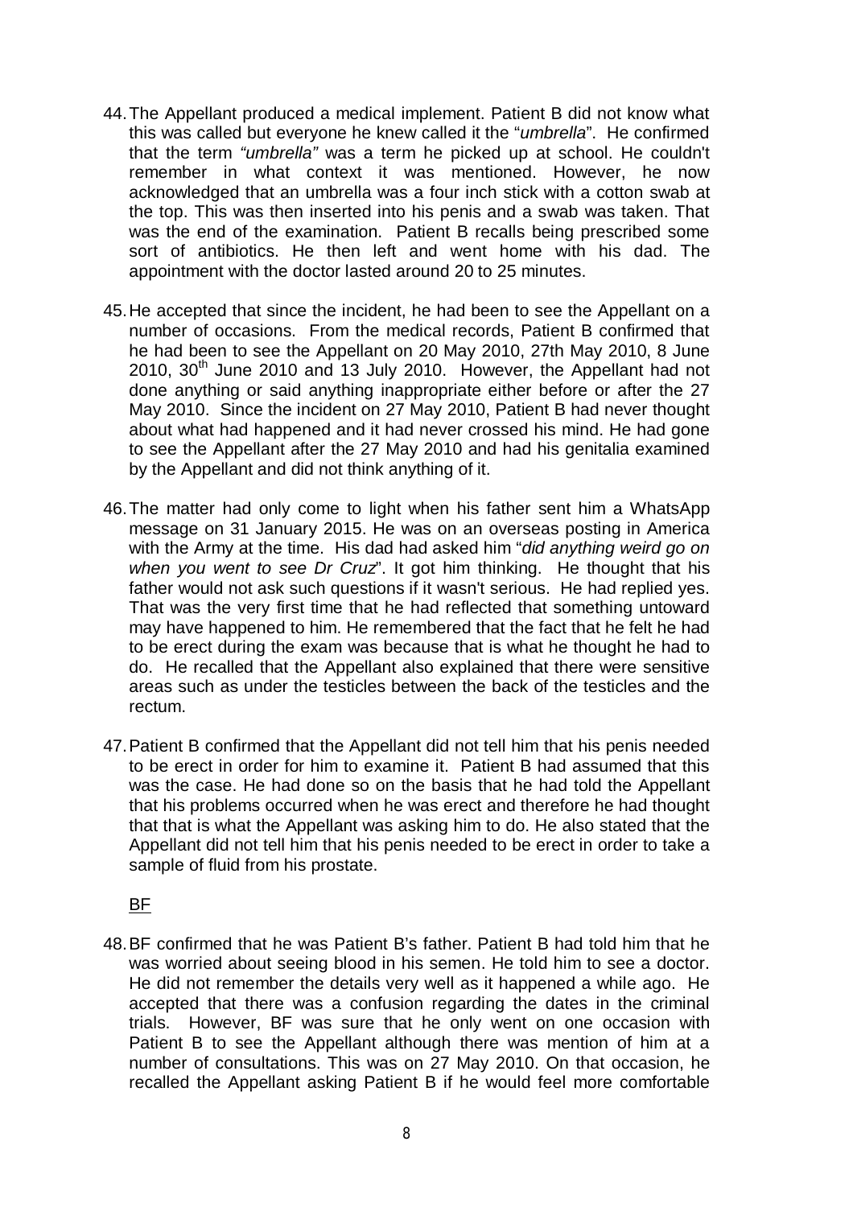44. The Appellant produced a medical implement. Patient B did not know what this was called but everyone he knew called it the "*umbrella*". He confirmed that the term *"umbrella"* was a term he picked up at school. He couldn't remember in what context it was mentioned. However, he now acknowledged that an umbrella was a four inch stick with a cotton swab at the top. This was then inserted into his penis and a swab was taken. That was the end of the examination. Patient B recalls being prescribed some sort of antibiotics. He then left and went home with his dad. The appointment with the doctor lasted around 20 to 25 minutes.

45. He accepted that since the incident, he had been to see the Appellant on a number of occasions. From the medical records, Patient B confirmed that he had been to see the Appellant on 20 May 2010, 27th May 2010, 8 June 2010, 30th June 2010 and 13 July 2010. However, the Appellant had not done anything or said anything inappropriate either before or after the 27 May 2010. Since the incident on 27 May 2010, Patient B had never thought about what had happened and it had never crossed his mind. He had gone to see the Appellant after the 27 May 2010 and had his genitalia examined by the Appellant and did not think anything of it.

46. The matter had only come to light when his father sent him a WhatsApp message on 31 January 2015. He was on an overseas posting in America with the Army at the time. His dad had asked him "*did anything weird go on when you went to see Dr Cruz*". It got him thinking. He thought that his father would not ask such questions if it wasn't serious. He had replied yes. That was the very first time that he had reflected that something untoward may have happened to him. He remembered that the fact that he felt he had to be erect during the exam was because that is what he thought he had to do. He recalled that the Appellant also explained that there were sensitive areas such as under the testicles between the back of the testicles and the rectum.

47. Patient B confirmed that the Appellant did not tell him that his penis needed to be erect in order for him to examine it. Patient B had assumed that this was the case. He had done so on the basis that he had told the Appellant that his problems occurred when he was erect and therefore he had thought that that is what the Appellant was asking him to do. He also stated that the Appellant did not tell him that his penis needed to be erect in order to take a sample of fluid from his prostate.

<u>BF</u>

48. BF confirmed that he was Patient B's father. Patient B had told him that he was worried about seeing blood in his semen. He told him to see a doctor. He did not remember the details very well as it happened a while ago. He accepted that there was a confusion regarding the dates in the criminal trials. However, BF was sure that he only went on one occasion with Patient B to see the Appellant although there was mention of him at a number of consultations. This was on 27 May 2010. On that occasion, he recalled the Appellant asking Patient B if he would feel more comfortable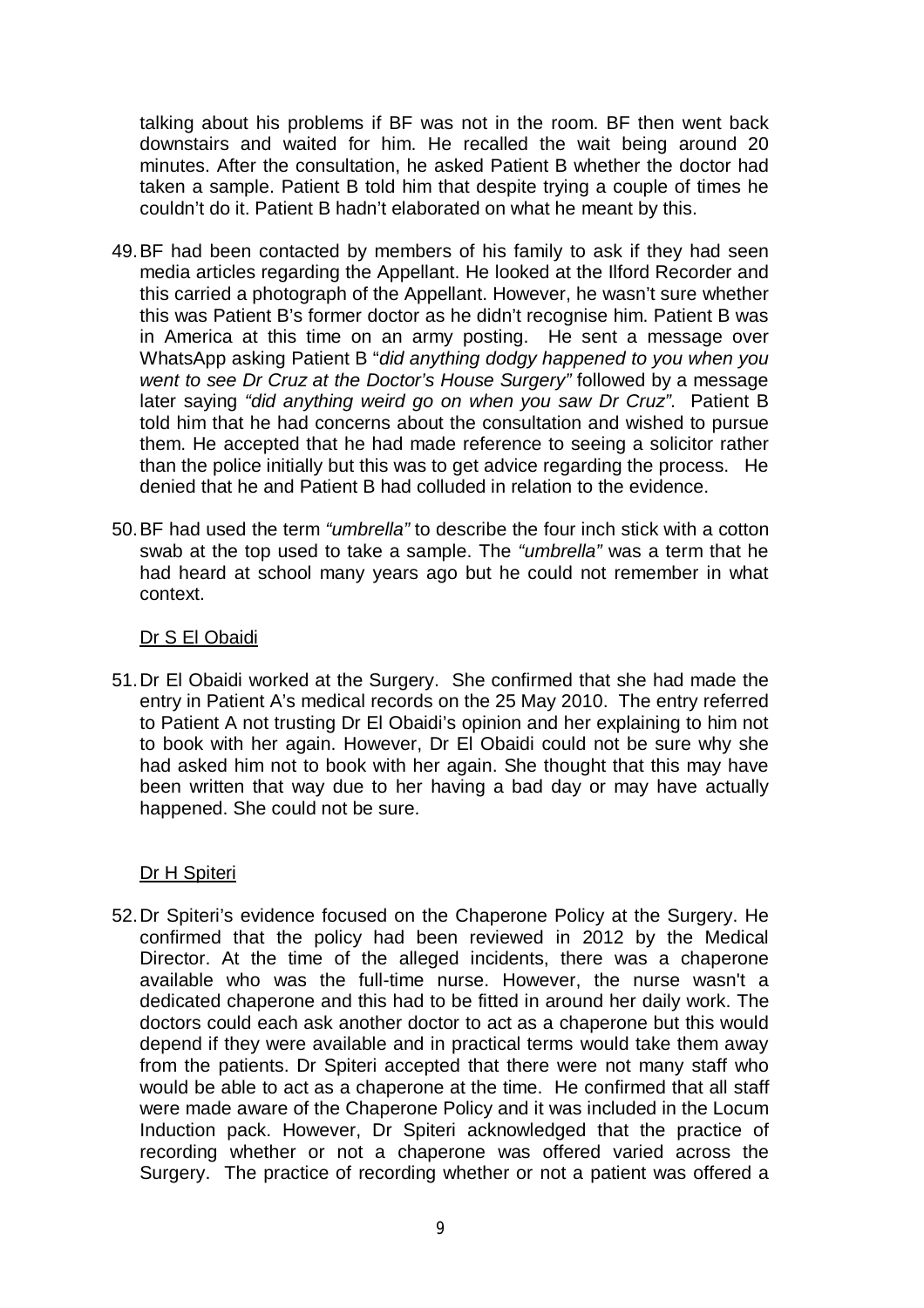talking about his problems if BF was not in the room. BF then went back downstairs and waited for him. He recalled the wait being around 20 minutes. After the consultation, he asked Patient B whether the doctor had taken a sample. Patient B told him that despite trying a couple of times he couldn't do it. Patient B hadn't elaborated on what he meant by this.

49. BF had been contacted by members of his family to ask if they had seen media articles regarding the Appellant. He looked at the Ilford Recorder and this carried a photograph of the Appellant. However, he wasn't sure whether this was Patient B's former doctor as he didn't recognise him. Patient B was in America at this time on an army posting. He sent a message over WhatsApp asking Patient B "*did anything dodgy happened to you when you went to see Dr Cruz at the Doctor's House Surgery"* followed by a message later saying *"did anything weird go on when you saw Dr Cruz"*. Patient B told him that he had concerns about the consultation and wished to pursue them. He accepted that he had made reference to seeing a solicitor rather than the police initially but this was to get advice regarding the process. He denied that he and Patient B had colluded in relation to the evidence.

50. BF had used the term *"umbrella"* to describe the four inch stick with a cotton swab at the top used to take a sample. The *"umbrella"* was a term that he had heard at school many years ago but he could not remember in what context.

Dr S El Obaidi

51. Dr El Obaidi worked at the Surgery. She confirmed that she had made the entry in Patient A's medical records on the 25 May 2010. The entry referred to Patient A not trusting Dr El Obaidi's opinion and her explaining to him not to book with her again. However, Dr El Obaidi could not be sure why she had asked him not to book with her again. She thought that this may have been written that way due to her having a bad day or may have actually happened. She could not be sure.

Dr H Spiteri

52. Dr Spiteri's evidence focused on the Chaperone Policy at the Surgery. He confirmed that the policy had been reviewed in 2012 by the Medical Director. At the time of the alleged incidents, there was a chaperone available who was the full-time nurse. However, the nurse wasn't a dedicated chaperone and this had to be fitted in around her daily work. The doctors could each ask another doctor to act as a chaperone but this would depend if they were available and in practical terms would take them away from the patients. Dr Spiteri accepted that there were not many staff who would be able to act as a chaperone at the time. He confirmed that all staff were made aware of the Chaperone Policy and it was included in the Locum Induction pack. However, Dr Spiteri acknowledged that the practice of recording whether or not a chaperone was offered varied across the Surgery. The practice of recording whether or not a patient was offered a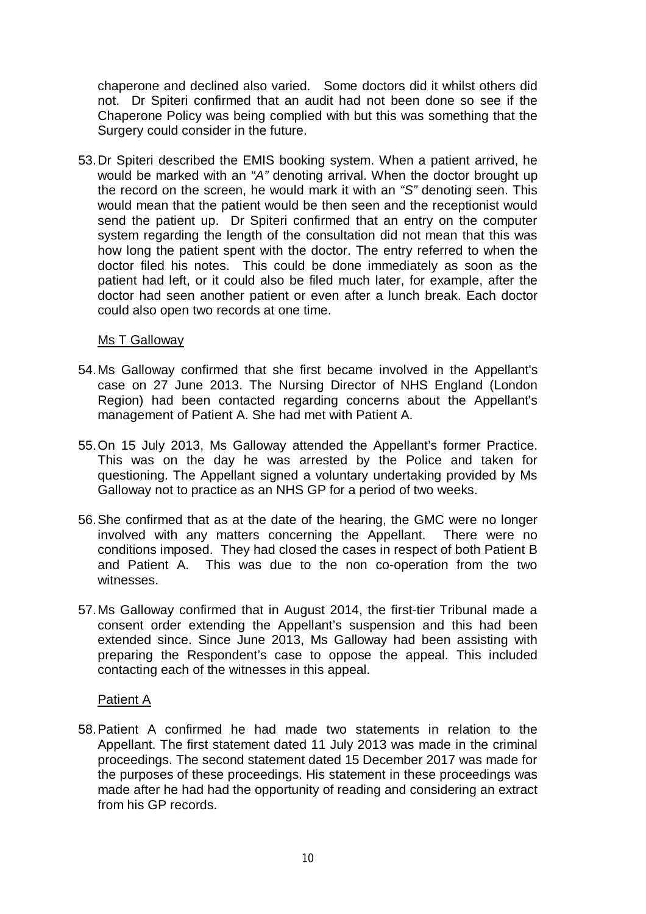chaperone and declined also varied. Some doctors did it whilst others did not. Dr Spiteri confirmed that an audit had not been done so see if the Chaperone Policy was being complied with but this was something that the Surgery could consider in the future.

53. Dr Spiteri described the EMIS booking system. When a patient arrived, he would be marked with an *"A"* denoting arrival. When the doctor brought up the record on the screen, he would mark it with an *"S"* denoting seen. This would mean that the patient would be then seen and the receptionist would send the patient up. Dr Spiteri confirmed that an entry on the computer system regarding the length of the consultation did not mean that this was how long the patient spent with the doctor. The entry referred to when the doctor filed his notes. This could be done immediately as soon as the patient had left, or it could also be filed much later, for example, after the doctor had seen another patient or even after a lunch break. Each doctor could also open two records at one time.

<u>Ms T Galloway</u>

54. Ms Galloway confirmed that she first became involved in the Appellant's case on 27 June 2013. The Nursing Director of NHS England (London Region) had been contacted regarding concerns about the Appellant's management of Patient A. She had met with Patient A.

55. On 15 July 2013, Ms Galloway attended the Appellant's former Practice. This was on the day he was arrested by the Police and taken for questioning. The Appellant signed a voluntary undertaking provided by Ms Galloway not to practice as an NHS GP for a period of two weeks.

56. She confirmed that as at the date of the hearing, the GMC were no longer involved with any matters concerning the Appellant. There were no conditions imposed. They had closed the cases in respect of both Patient B and Patient A. This was due to the non co-operation from the two witnesses.

57. Ms Galloway confirmed that in August 2014, the first-tier Tribunal made a consent order extending the Appellant's suspension and this had been extended since. Since June 2013, Ms Galloway had been assisting with preparing the Respondent's case to oppose the appeal. This included contacting each of the witnesses in this appeal.

<u>Patient A</u>

58. Patient A confirmed he had made two statements in relation to the Appellant. The first statement dated 11 July 2013 was made in the criminal proceedings. The second statement dated 15 December 2017 was made for the purposes of these proceedings. His statement in these proceedings was made after he had had the opportunity of reading and considering an extract from his GP records.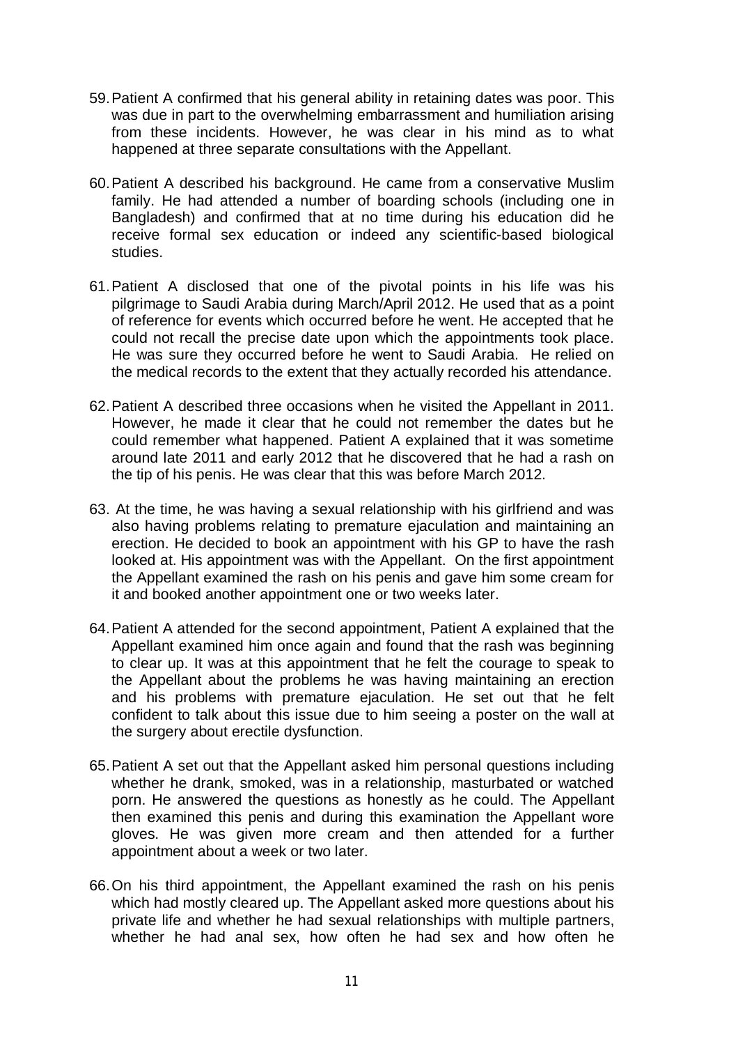59. Patient A confirmed that his general ability in retaining dates was poor. This was due in part to the overwhelming embarrassment and humiliation arising from these incidents. However, he was clear in his mind as to what happened at three separate consultations with the Appellant.

60. Patient A described his background. He came from a conservative Muslim family. He had attended a number of boarding schools (including one in Bangladesh) and confirmed that at no time during his education did he receive formal sex education or indeed any scientific-based biological studies.

61. Patient A disclosed that one of the pivotal points in his life was his pilgrimage to Saudi Arabia during March/April 2012. He used that as a point of reference for events which occurred before he went. He accepted that he could not recall the precise date upon which the appointments took place. He was sure they occurred before he went to Saudi Arabia. He relied on the medical records to the extent that they actually recorded his attendance.

62. Patient A described three occasions when he visited the Appellant in 2011. However, he made it clear that he could not remember the dates but he could remember what happened. Patient A explained that it was sometime around late 2011 and early 2012 that he discovered that he had a rash on the tip of his penis. He was clear that this was before March 2012.

63. At the time, he was having a sexual relationship with his girlfriend and was also having problems relating to premature ejaculation and maintaining an erection. He decided to book an appointment with his GP to have the rash looked at. His appointment was with the Appellant. On the first appointment the Appellant examined the rash on his penis and gave him some cream for it and booked another appointment one or two weeks later.

64. Patient A attended for the second appointment, Patient A explained that the Appellant examined him once again and found that the rash was beginning to clear up. It was at this appointment that he felt the courage to speak to the Appellant about the problems he was having maintaining an erection and his problems with premature ejaculation. He set out that he felt confident to talk about this issue due to him seeing a poster on the wall at the surgery about erectile dysfunction.

65. Patient A set out that the Appellant asked him personal questions including whether he drank, smoked, was in a relationship, masturbated or watched porn. He answered the questions as honestly as he could. The Appellant then examined this penis and during this examination the Appellant wore gloves. He was given more cream and then attended for a further appointment about a week or two later.

66. On his third appointment, the Appellant examined the rash on his penis which had mostly cleared up. The Appellant asked more questions about his private life and whether he had sexual relationships with multiple partners, whether he had anal sex, how often he had sex and how often he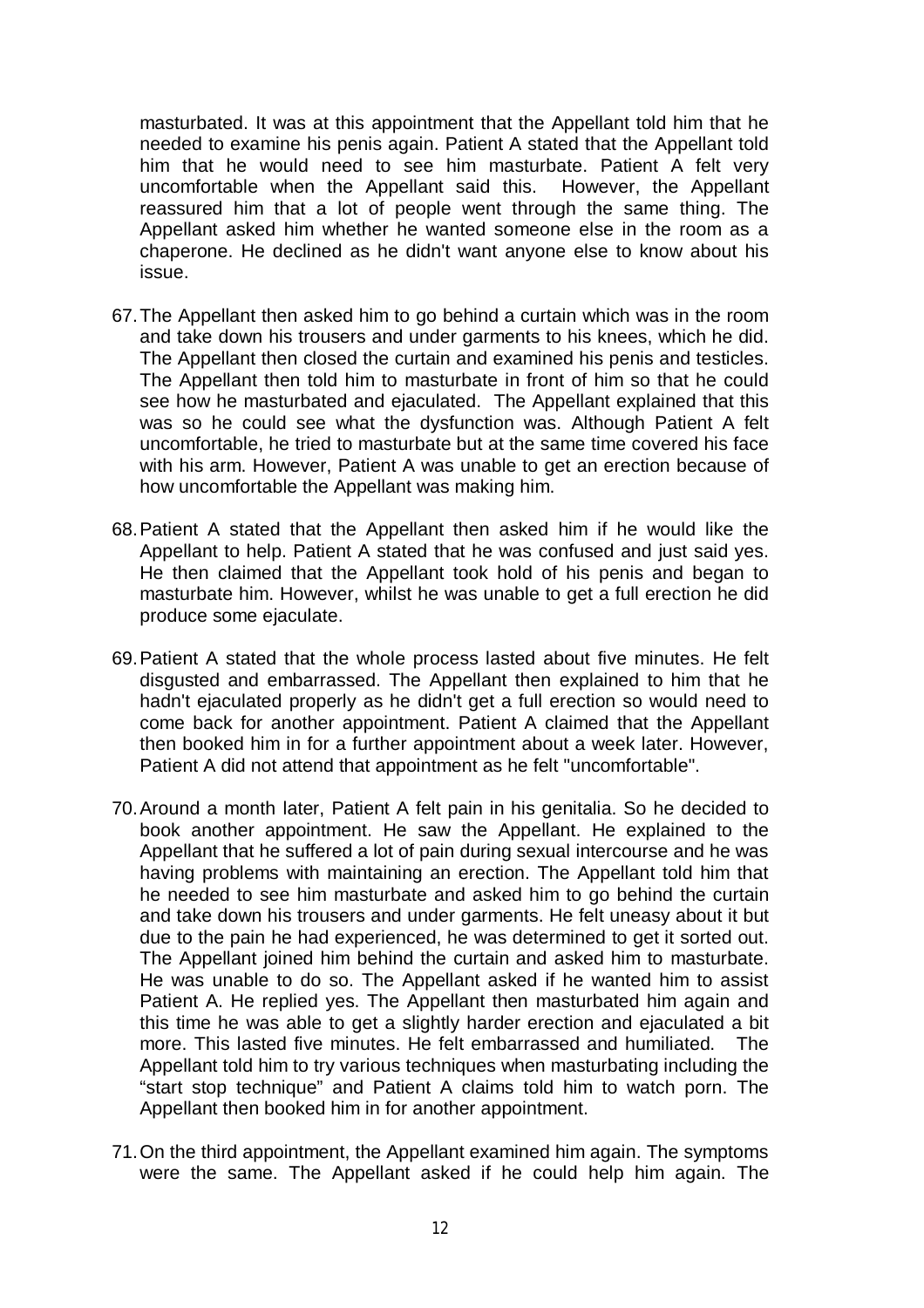masturbated. It was at this appointment that the Appellant told him that he needed to examine his penis again. Patient A stated that the Appellant told him that he would need to see him masturbate. Patient A felt very uncomfortable when the Appellant said this. However, the Appellant reassured him that a lot of people went through the same thing. The Appellant asked him whether he wanted someone else in the room as a chaperone. He declined as he didn't want anyone else to know about his issue.

67. The Appellant then asked him to go behind a curtain which was in the room and take down his trousers and under garments to his knees, which he did. The Appellant then closed the curtain and examined his penis and testicles. The Appellant then told him to masturbate in front of him so that he could see how he masturbated and ejaculated. The Appellant explained that this was so he could see what the dysfunction was. Although Patient A felt uncomfortable, he tried to masturbate but at the same time covered his face with his arm. However, Patient A was unable to get an erection because of how uncomfortable the Appellant was making him.

68. Patient A stated that the Appellant then asked him if he would like the Appellant to help. Patient A stated that he was confused and just said yes. He then claimed that the Appellant took hold of his penis and began to masturbate him. However, whilst he was unable to get a full erection he did produce some ejaculate.

69. Patient A stated that the whole process lasted about five minutes. He felt disgusted and embarrassed. The Appellant then explained to him that he hadn't ejaculated properly as he didn't get a full erection so would need to come back for another appointment. Patient A claimed that the Appellant then booked him in for a further appointment about a week later. However, Patient A did not attend that appointment as he felt "uncomfortable".

70. Around a month later, Patient A felt pain in his genitalia. So he decided to book another appointment. He saw the Appellant. He explained to the Appellant that he suffered a lot of pain during sexual intercourse and he was having problems with maintaining an erection. The Appellant told him that he needed to see him masturbate and asked him to go behind the curtain and take down his trousers and under garments. He felt uneasy about it but due to the pain he had experienced, he was determined to get it sorted out. The Appellant joined him behind the curtain and asked him to masturbate. He was unable to do so. The Appellant asked if he wanted him to assist Patient A. He replied yes. The Appellant then masturbated him again and this time he was able to get a slightly harder erection and ejaculated a bit more. This lasted five minutes. He felt embarrassed and humiliated. The Appellant told him to try various techniques when masturbating including the "start stop technique" and Patient A claims told him to watch porn. The Appellant then booked him in for another appointment.

71. On the third appointment, the Appellant examined him again. The symptoms were the same. The Appellant asked if he could help him again. The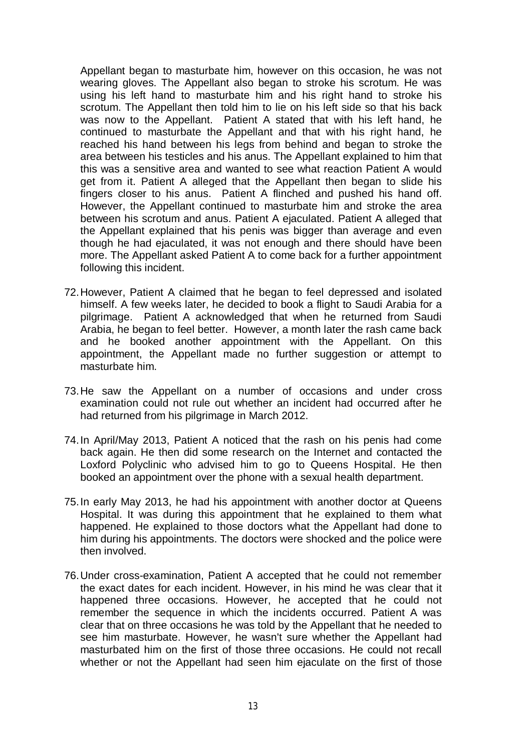Appellant began to masturbate him, however on this occasion, he was not wearing gloves. The Appellant also began to stroke his scrotum. He was using his left hand to masturbate him and his right hand to stroke his scrotum. The Appellant then told him to lie on his left side so that his back was now to the Appellant. Patient A stated that with his left hand, he continued to masturbate the Appellant and that with his right hand, he reached his hand between his legs from behind and began to stroke the area between his testicles and his anus. The Appellant explained to him that this was a sensitive area and wanted to see what reaction Patient A would get from it. Patient A alleged that the Appellant then began to slide his fingers closer to his anus. Patient A flinched and pushed his hand off. However, the Appellant continued to masturbate him and stroke the area between his scrotum and anus. Patient A ejaculated. Patient A alleged that the Appellant explained that his penis was bigger than average and even though he had ejaculated, it was not enough and there should have been more. The Appellant asked Patient A to come back for a further appointment following this incident.

72. However, Patient A claimed that he began to feel depressed and isolated himself. A few weeks later, he decided to book a flight to Saudi Arabia for a pilgrimage. Patient A acknowledged that when he returned from Saudi Arabia, he began to feel better. However, a month later the rash came back and he booked another appointment with the Appellant. On this appointment, the Appellant made no further suggestion or attempt to masturbate him.

73. He saw the Appellant on a number of occasions and under cross examination could not rule out whether an incident had occurred after he had returned from his pilgrimage in March 2012.

74. In April/May 2013, Patient A noticed that the rash on his penis had come back again. He then did some research on the Internet and contacted the Loxford Polyclinic who advised him to go to Queens Hospital. He then booked an appointment over the phone with a sexual health department.

75. In early May 2013, he had his appointment with another doctor at Queens Hospital. It was during this appointment that he explained to them what happened. He explained to those doctors what the Appellant had done to him during his appointments. The doctors were shocked and the police were then involved.

76. Under cross-examination, Patient A accepted that he could not remember the exact dates for each incident. However, in his mind he was clear that it happened three occasions. However, he accepted that he could not remember the sequence in which the incidents occurred. Patient A was clear that on three occasions he was told by the Appellant that he needed to see him masturbate. However, he wasn't sure whether the Appellant had masturbated him on the first of those three occasions. He could not recall whether or not the Appellant had seen him ejaculate on the first of those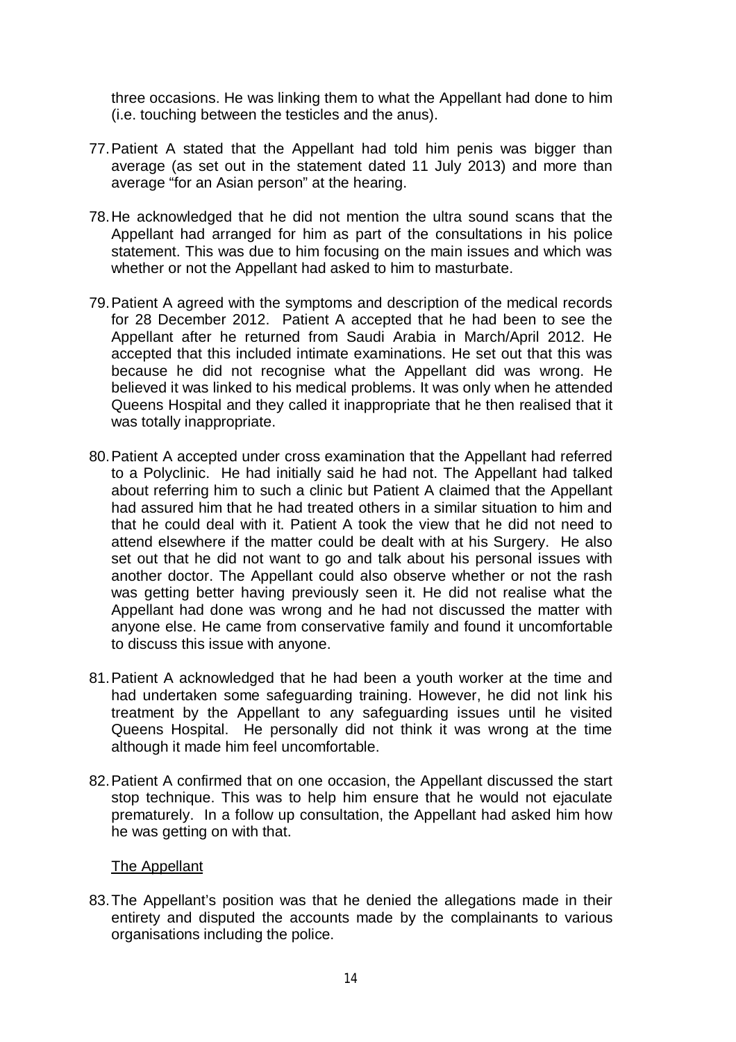three occasions. He was linking them to what the Appellant had done to him (i.e. touching between the testicles and the anus).

77. Patient A stated that the Appellant had told him penis was bigger than average (as set out in the statement dated 11 July 2013) and more than average "for an Asian person" at the hearing.

78. He acknowledged that he did not mention the ultra sound scans that the Appellant had arranged for him as part of the consultations in his police statement. This was due to him focusing on the main issues and which was whether or not the Appellant had asked to him to masturbate.

79. Patient A agreed with the symptoms and description of the medical records for 28 December 2012. Patient A accepted that he had been to see the Appellant after he returned from Saudi Arabia in March/April 2012. He accepted that this included intimate examinations. He set out that this was because he did not recognise what the Appellant did was wrong. He believed it was linked to his medical problems. It was only when he attended Queens Hospital and they called it inappropriate that he then realised that it was totally inappropriate.

80. Patient A accepted under cross examination that the Appellant had referred to a Polyclinic. He had initially said he had not. The Appellant had talked about referring him to such a clinic but Patient A claimed that the Appellant had assured him that he had treated others in a similar situation to him and that he could deal with it. Patient A took the view that he did not need to attend elsewhere if the matter could be dealt with at his Surgery. He also set out that he did not want to go and talk about his personal issues with another doctor. The Appellant could also observe whether or not the rash was getting better having previously seen it. He did not realise what the Appellant had done was wrong and he had not discussed the matter with anyone else. He came from conservative family and found it uncomfortable to discuss this issue with anyone.

81. Patient A acknowledged that he had been a youth worker at the time and had undertaken some safeguarding training. However, he did not link his treatment by the Appellant to any safeguarding issues until he visited Queens Hospital. He personally did not think it was wrong at the time although it made him feel uncomfortable.

82. Patient A confirmed that on one occasion, the Appellant discussed the start stop technique. This was to help him ensure that he would not ejaculate prematurely. In a follow up consultation, the Appellant had asked him how he was getting on with that.

<u>The Appellant</u>

83. The Appellant's position was that he denied the allegations made in their entirety and disputed the accounts made by the complainants to various organisations including the police.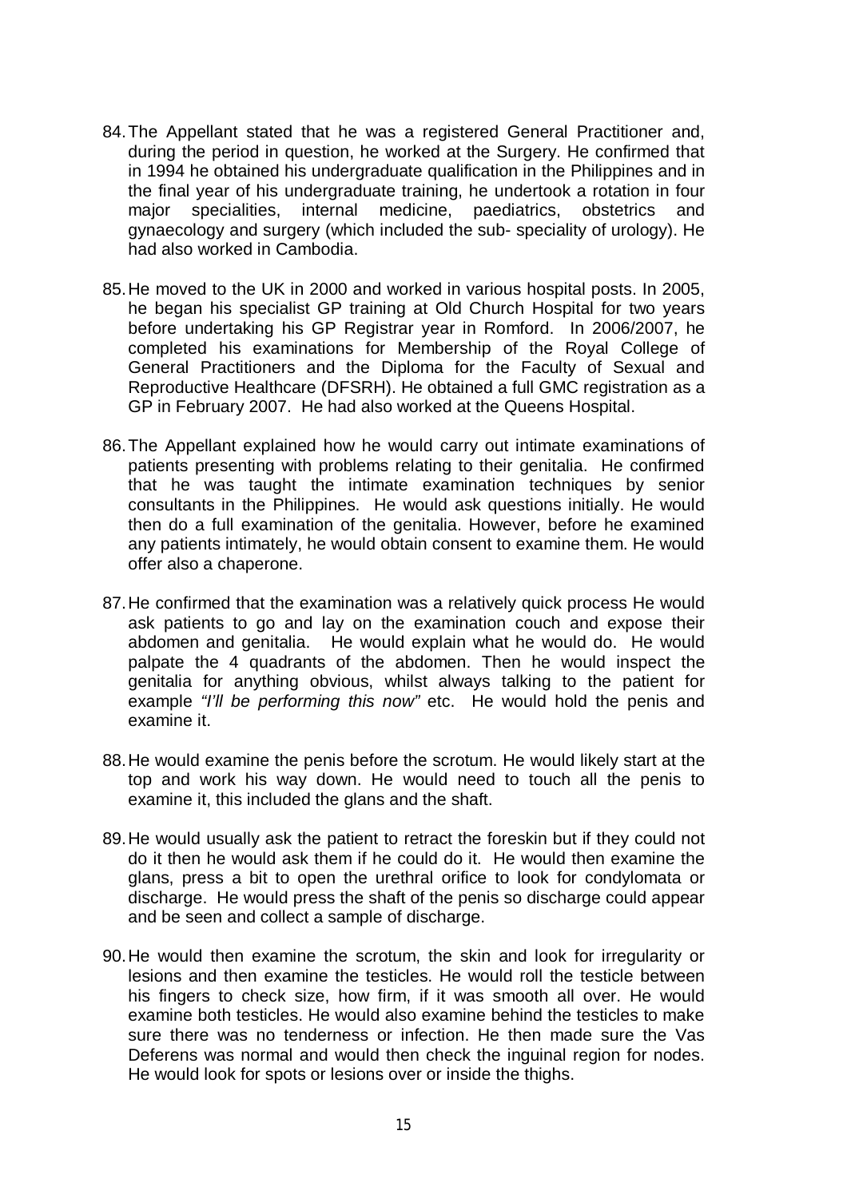84. The Appellant stated that he was a registered General Practitioner and, during the period in question, he worked at the Surgery. He confirmed that in 1994 he obtained his undergraduate qualification in the Philippines and in the final year of his undergraduate training, he undertook a rotation in four major specialities, internal medicine, paediatrics, obstetrics and gynaecology and surgery (which included the sub- speciality of urology). He had also worked in Cambodia.

85. He moved to the UK in 2000 and worked in various hospital posts. In 2005, he began his specialist GP training at Old Church Hospital for two years before undertaking his GP Registrar year in Romford. In 2006/2007, he completed his examinations for Membership of the Royal College of General Practitioners and the Diploma for the Faculty of Sexual and Reproductive Healthcare (DFSRH). He obtained a full GMC registration as a GP in February 2007. He had also worked at the Queens Hospital.

86. The Appellant explained how he would carry out intimate examinations of patients presenting with problems relating to their genitalia. He confirmed that he was taught the intimate examination techniques by senior consultants in the Philippines. He would ask questions initially. He would then do a full examination of the genitalia. However, before he examined any patients intimately, he would obtain consent to examine them. He would offer also a chaperone.

87. He confirmed that the examination was a relatively quick process He would ask patients to go and lay on the examination couch and expose their abdomen and genitalia. He would explain what he would do. He would palpate the 4 quadrants of the abdomen. Then he would inspect the genitalia for anything obvious, whilst always talking to the patient for example *"I'll be performing this now"* etc. He would hold the penis and examine it.

88. He would examine the penis before the scrotum. He would likely start at the top and work his way down. He would need to touch all the penis to examine it, this included the glans and the shaft.

89. He would usually ask the patient to retract the foreskin but if they could not do it then he would ask them if he could do it. He would then examine the glans, press a bit to open the urethral orifice to look for condylomata or discharge. He would press the shaft of the penis so discharge could appear and be seen and collect a sample of discharge.

90. He would then examine the scrotum, the skin and look for irregularity or lesions and then examine the testicles. He would roll the testicle between his fingers to check size, how firm, if it was smooth all over. He would examine both testicles. He would also examine behind the testicles to make sure there was no tenderness or infection. He then made sure the Vas Deferens was normal and would then check the inguinal region for nodes. He would look for spots or lesions over or inside the thighs.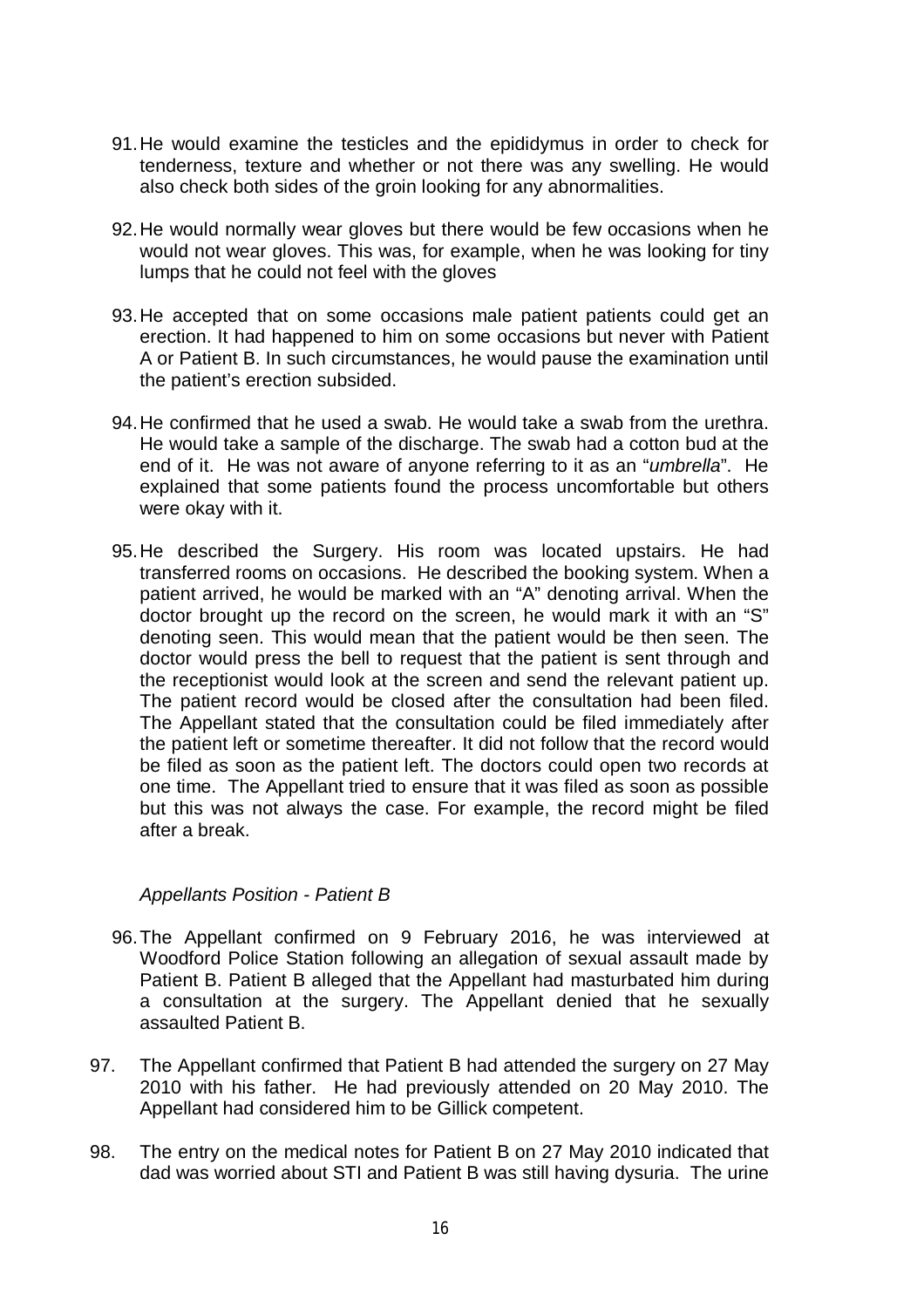91. He would examine the testicles and the epididymus in order to check for tenderness, texture and whether or not there was any swelling. He would also check both sides of the groin looking for any abnormalities.

92. He would normally wear gloves but there would be few occasions when he would not wear gloves. This was, for example, when he was looking for tiny lumps that he could not feel with the gloves

93. He accepted that on some occasions male patient patients could get an erection. It had happened to him on some occasions but never with Patient A or Patient B. In such circumstances, he would pause the examination until the patient's erection subsided.

94. He confirmed that he used a swab. He would take a swab from the urethra. He would take a sample of the discharge. The swab had a cotton bud at the end of it. He was not aware of anyone referring to it as an "*umbrella*". He explained that some patients found the process uncomfortable but others were okay with it.

95. He described the Surgery. His room was located upstairs. He had transferred rooms on occasions. He described the booking system. When a patient arrived, he would be marked with an "A" denoting arrival. When the doctor brought up the record on the screen, he would mark it with an "S" denoting seen. This would mean that the patient would be then seen. The doctor would press the bell to request that the patient is sent through and the receptionist would look at the screen and send the relevant patient up. The patient record would be closed after the consultation had been filed. The Appellant stated that the consultation could be filed immediately after the patient left or sometime thereafter. It did not follow that the record would be filed as soon as the patient left. The doctors could open two records at one time. The Appellant tried to ensure that it was filed as soon as possible but this was not always the case. For example, the record might be filed after a break.

*Appellants Position - Patient B*

96. The Appellant confirmed on 9 February 2016, he was interviewed at Woodford Police Station following an allegation of sexual assault made by Patient B. Patient B alleged that the Appellant had masturbated him during a consultation at the surgery. The Appellant denied that he sexually assaulted Patient B.

97. The Appellant confirmed that Patient B had attended the surgery on 27 May 2010 with his father. He had previously attended on 20 May 2010. The Appellant had considered him to be Gillick competent.

98. The entry on the medical notes for Patient B on 27 May 2010 indicated that dad was worried about STI and Patient B was still having dysuria. The urine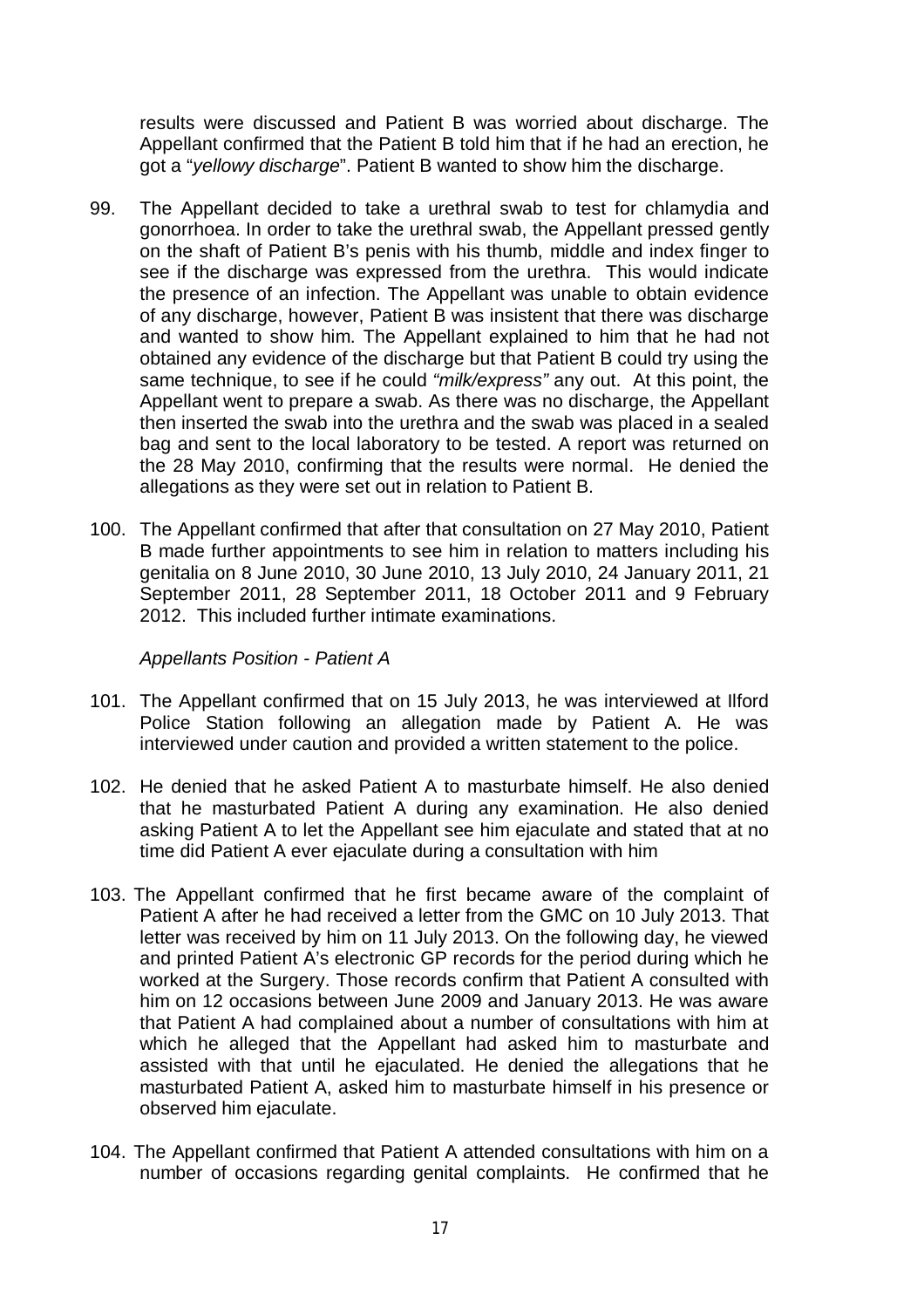results were discussed and Patient B was worried about discharge. The Appellant confirmed that the Patient B told him that if he had an erection, he got a "*yellowy discharge*". Patient B wanted to show him the discharge.

99. The Appellant decided to take a urethral swab to test for chlamydia and gonorrhoea. In order to take the urethral swab, the Appellant pressed gently on the shaft of Patient B's penis with his thumb, middle and index finger to see if the discharge was expressed from the urethra. This would indicate the presence of an infection. The Appellant was unable to obtain evidence of any discharge, however, Patient B was insistent that there was discharge and wanted to show him. The Appellant explained to him that he had not obtained any evidence of the discharge but that Patient B could try using the same technique, to see if he could *"milk/express"* any out. At this point, the Appellant went to prepare a swab. As there was no discharge, the Appellant then inserted the swab into the urethra and the swab was placed in a sealed bag and sent to the local laboratory to be tested. A report was returned on the 28 May 2010, confirming that the results were normal. He denied the allegations as they were set out in relation to Patient B.

100. The Appellant confirmed that after that consultation on 27 May 2010, Patient B made further appointments to see him in relation to matters including his genitalia on 8 June 2010, 30 June 2010, 13 July 2010, 24 January 2011, 21 September 2011, 28 September 2011, 18 October 2011 and 9 February 2012. This included further intimate examinations.

*Appellants Position - Patient A*

101. The Appellant confirmed that on 15 July 2013, he was interviewed at Ilford Police Station following an allegation made by Patient A. He was interviewed under caution and provided a written statement to the police.

102. He denied that he asked Patient A to masturbate himself. He also denied that he masturbated Patient A during any examination. He also denied asking Patient A to let the Appellant see him ejaculate and stated that at no time did Patient A ever ejaculate during a consultation with him

103. The Appellant confirmed that he first became aware of the complaint of Patient A after he had received a letter from the GMC on 10 July 2013. That letter was received by him on 11 July 2013. On the following day, he viewed and printed Patient A's electronic GP records for the period during which he worked at the Surgery. Those records confirm that Patient A consulted with him on 12 occasions between June 2009 and January 2013. He was aware that Patient A had complained about a number of consultations with him at which he alleged that the Appellant had asked him to masturbate and assisted with that until he ejaculated. He denied the allegations that he masturbated Patient A, asked him to masturbate himself in his presence or observed him ejaculate.

104. The Appellant confirmed that Patient A attended consultations with him on a number of occasions regarding genital complaints. He confirmed that he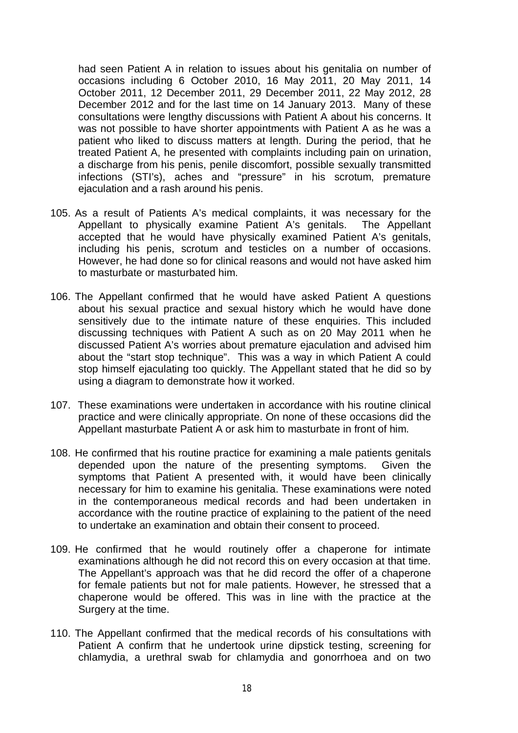had seen Patient A in relation to issues about his genitalia on number of occasions including 6 October 2010, 16 May 2011, 20 May 2011, 14 October 2011, 12 December 2011, 29 December 2011, 22 May 2012, 28 December 2012 and for the last time on 14 January 2013. Many of these consultations were lengthy discussions with Patient A about his concerns. It was not possible to have shorter appointments with Patient A as he was a patient who liked to discuss matters at length. During the period, that he treated Patient A, he presented with complaints including pain on urination, a discharge from his penis, penile discomfort, possible sexually transmitted infections (STI's), aches and "pressure" in his scrotum, premature ejaculation and a rash around his penis.

105. As a result of Patients A's medical complaints, it was necessary for the Appellant to physically examine Patient A's genitals. The Appellant accepted that he would have physically examined Patient A's genitals, including his penis, scrotum and testicles on a number of occasions. However, he had done so for clinical reasons and would not have asked him to masturbate or masturbated him.

106. The Appellant confirmed that he would have asked Patient A questions about his sexual practice and sexual history which he would have done sensitively due to the intimate nature of these enquiries. This included discussing techniques with Patient A such as on 20 May 2011 when he discussed Patient A's worries about premature ejaculation and advised him about the "start stop technique". This was a way in which Patient A could stop himself ejaculating too quickly. The Appellant stated that he did so by using a diagram to demonstrate how it worked.

107. These examinations were undertaken in accordance with his routine clinical practice and were clinically appropriate. On none of these occasions did the Appellant masturbate Patient A or ask him to masturbate in front of him.

108. He confirmed that his routine practice for examining a male patients genitals depended upon the nature of the presenting symptoms. Given the symptoms that Patient A presented with, it would have been clinically necessary for him to examine his genitalia. These examinations were noted in the contemporaneous medical records and had been undertaken in accordance with the routine practice of explaining to the patient of the need to undertake an examination and obtain their consent to proceed.

109. He confirmed that he would routinely offer a chaperone for intimate examinations although he did not record this on every occasion at that time. The Appellant's approach was that he did record the offer of a chaperone for female patients but not for male patients. However, he stressed that a chaperone would be offered. This was in line with the practice at the Surgery at the time.

110. The Appellant confirmed that the medical records of his consultations with Patient A confirm that he undertook urine dipstick testing, screening for chlamydia, a urethral swab for chlamydia and gonorrhoea and on two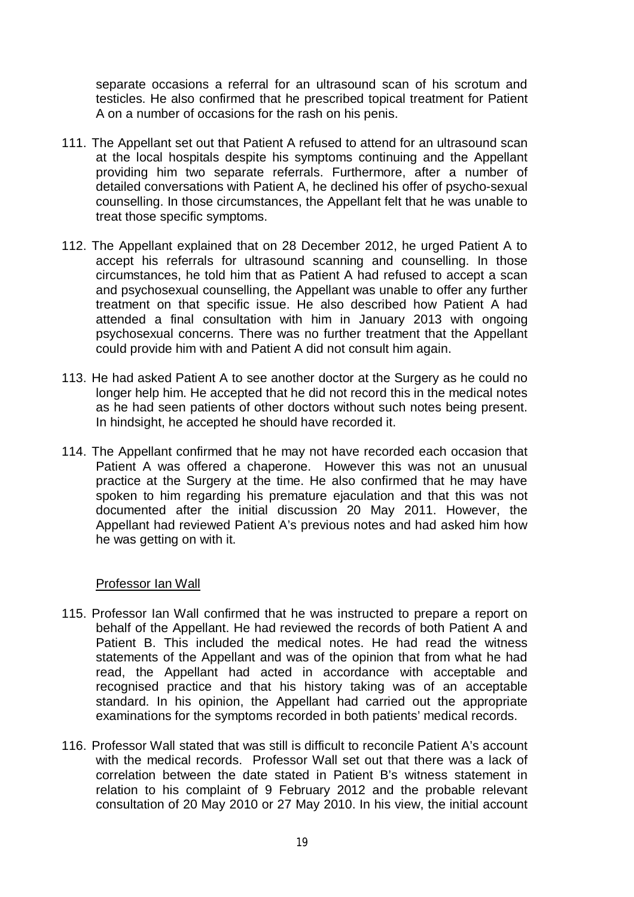separate occasions a referral for an ultrasound scan of his scrotum and testicles. He also confirmed that he prescribed topical treatment for Patient A on a number of occasions for the rash on his penis.

111. The Appellant set out that Patient A refused to attend for an ultrasound scan at the local hospitals despite his symptoms continuing and the Appellant providing him two separate referrals. Furthermore, after a number of detailed conversations with Patient A, he declined his offer of psycho-sexual counselling. In those circumstances, the Appellant felt that he was unable to treat those specific symptoms.

112. The Appellant explained that on 28 December 2012, he urged Patient A to accept his referrals for ultrasound scanning and counselling. In those circumstances, he told him that as Patient A had refused to accept a scan and psychosexual counselling, the Appellant was unable to offer any further treatment on that specific issue. He also described how Patient A had attended a final consultation with him in January 2013 with ongoing psychosexual concerns. There was no further treatment that the Appellant could provide him with and Patient A did not consult him again.

113. He had asked Patient A to see another doctor at the Surgery as he could no longer help him. He accepted that he did not record this in the medical notes as he had seen patients of other doctors without such notes being present. In hindsight, he accepted he should have recorded it.

114. The Appellant confirmed that he may not have recorded each occasion that Patient A was offered a chaperone. However this was not an unusual practice at the Surgery at the time. He also confirmed that he may have spoken to him regarding his premature ejaculation and that this was not documented after the initial discussion 20 May 2011. However, the Appellant had reviewed Patient A's previous notes and had asked him how he was getting on with it.

<u>Professor Ian Wall</u>

115. Professor Ian Wall confirmed that he was instructed to prepare a report on behalf of the Appellant. He had reviewed the records of both Patient A and Patient B. This included the medical notes. He had read the witness statements of the Appellant and was of the opinion that from what he had read, the Appellant had acted in accordance with acceptable and recognised practice and that his history taking was of an acceptable standard. In his opinion, the Appellant had carried out the appropriate examinations for the symptoms recorded in both patients' medical records.

116. Professor Wall stated that was still is difficult to reconcile Patient A's account with the medical records. Professor Wall set out that there was a lack of correlation between the date stated in Patient B's witness statement in relation to his complaint of 9 February 2012 and the probable relevant consultation of 20 May 2010 or 27 May 2010. In his view, the initial account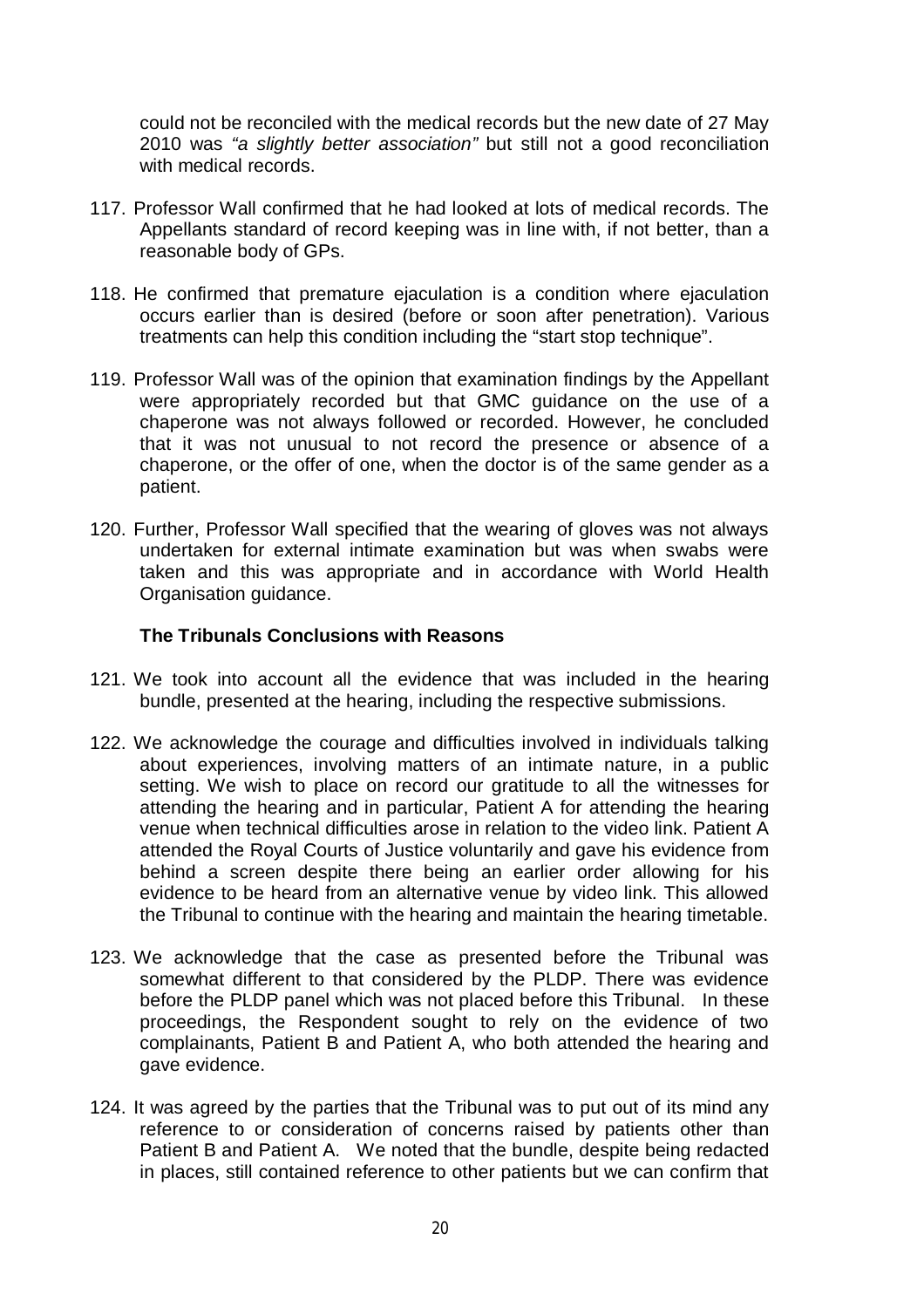could not be reconciled with the medical records but the new date of 27 May 2010 was *"a slightly better association"* but still not a good reconciliation with medical records.

117. Professor Wall confirmed that he had looked at lots of medical records. The Appellants standard of record keeping was in line with, if not better, than a reasonable body of GPs.

118. He confirmed that premature ejaculation is a condition where ejaculation occurs earlier than is desired (before or soon after penetration). Various treatments can help this condition including the "start stop technique".

119. Professor Wall was of the opinion that examination findings by the Appellant were appropriately recorded but that GMC guidance on the use of a chaperone was not always followed or recorded. However, he concluded that it was not unusual to not record the presence or absence of a chaperone, or the offer of one, when the doctor is of the same gender as a patient.

120. Further, Professor Wall specified that the wearing of gloves was not always undertaken for external intimate examination but was when swabs were taken and this was appropriate and in accordance with World Health Organisation guidance.

**The Tribunals Conclusions with Reasons**

121. We took into account all the evidence that was included in the hearing bundle, presented at the hearing, including the respective submissions.

122. We acknowledge the courage and difficulties involved in individuals talking about experiences, involving matters of an intimate nature, in a public setting. We wish to place on record our gratitude to all the witnesses for attending the hearing and in particular, Patient A for attending the hearing venue when technical difficulties arose in relation to the video link. Patient A attended the Royal Courts of Justice voluntarily and gave his evidence from behind a screen despite there being an earlier order allowing for his evidence to be heard from an alternative venue by video link. This allowed the Tribunal to continue with the hearing and maintain the hearing timetable.

123. We acknowledge that the case as presented before the Tribunal was somewhat different to that considered by the PLDP. There was evidence before the PLDP panel which was not placed before this Tribunal. In these proceedings, the Respondent sought to rely on the evidence of two complainants, Patient B and Patient A, who both attended the hearing and gave evidence.

124. It was agreed by the parties that the Tribunal was to put out of its mind any reference to or consideration of concerns raised by patients other than Patient B and Patient A. We noted that the bundle, despite being redacted in places, still contained reference to other patients but we can confirm that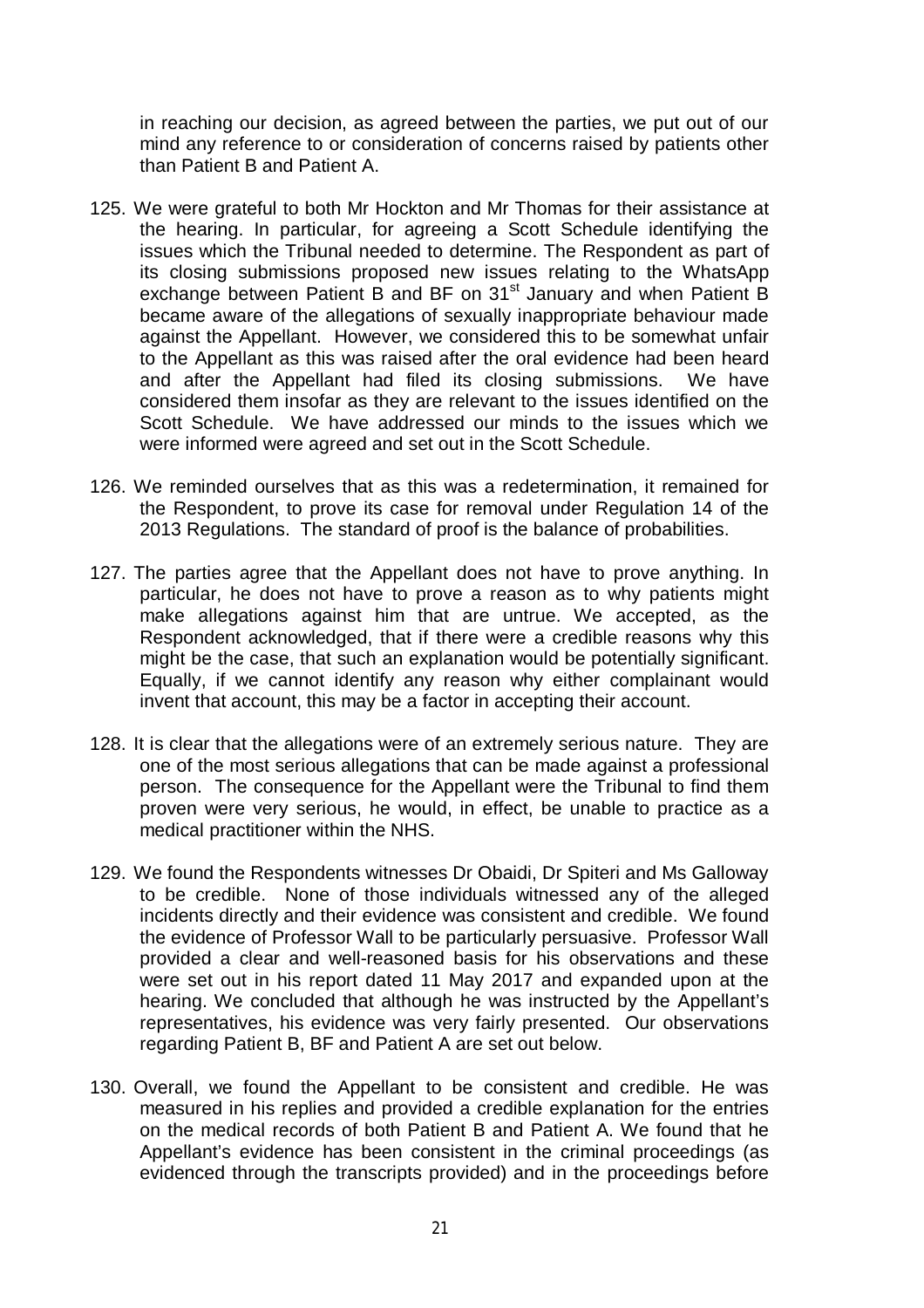in reaching our decision, as agreed between the parties, we put out of our mind any reference to or consideration of concerns raised by patients other than Patient B and Patient A.

125. We were grateful to both Mr Hockton and Mr Thomas for their assistance at the hearing. In particular, for agreeing a Scott Schedule identifying the issues which the Tribunal needed to determine. The Respondent as part of its closing submissions proposed new issues relating to the WhatsApp exchange between Patient B and BF on 31st January and when Patient B became aware of the allegations of sexually inappropriate behaviour made against the Appellant. However, we considered this to be somewhat unfair to the Appellant as this was raised after the oral evidence had been heard and after the Appellant had filed its closing submissions. We have considered them insofar as they are relevant to the issues identified on the Scott Schedule. We have addressed our minds to the issues which we were informed were agreed and set out in the Scott Schedule.

126. We reminded ourselves that as this was a redetermination, it remained for the Respondent, to prove its case for removal under Regulation 14 of the 2013 Regulations. The standard of proof is the balance of probabilities.

127. The parties agree that the Appellant does not have to prove anything. In particular, he does not have to prove a reason as to why patients might make allegations against him that are untrue. We accepted, as the Respondent acknowledged, that if there were a credible reasons why this might be the case, that such an explanation would be potentially significant. Equally, if we cannot identify any reason why either complainant would invent that account, this may be a factor in accepting their account.

128. It is clear that the allegations were of an extremely serious nature. They are one of the most serious allegations that can be made against a professional person. The consequence for the Appellant were the Tribunal to find them proven were very serious, he would, in effect, be unable to practice as a medical practitioner within the NHS.

129. We found the Respondents witnesses Dr Obaidi, Dr Spiteri and Ms Galloway to be credible. None of those individuals witnessed any of the alleged incidents directly and their evidence was consistent and credible. We found the evidence of Professor Wall to be particularly persuasive. Professor Wall provided a clear and well-reasoned basis for his observations and these were set out in his report dated 11 May 2017 and expanded upon at the hearing. We concluded that although he was instructed by the Appellant's representatives, his evidence was very fairly presented. Our observations regarding Patient B, BF and Patient A are set out below.

130. Overall, we found the Appellant to be consistent and credible. He was measured in his replies and provided a credible explanation for the entries on the medical records of both Patient B and Patient A. We found that he Appellant's evidence has been consistent in the criminal proceedings (as evidenced through the transcripts provided) and in the proceedings before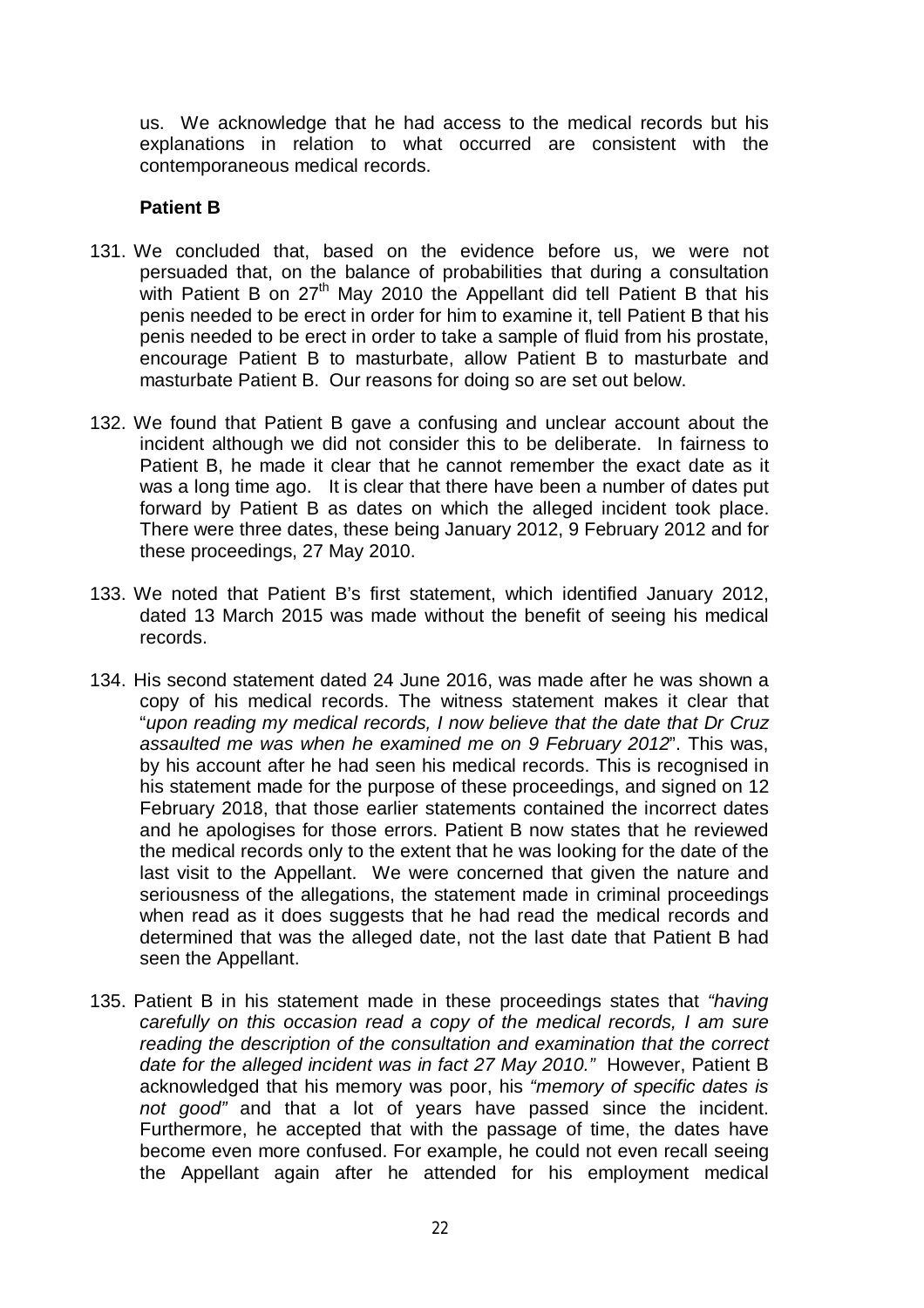us. We acknowledge that he had access to the medical records but his explanations in relation to what occurred are consistent with the contemporaneous medical records.

**Patient B**

131. We concluded that, based on the evidence before us, we were not persuaded that, on the balance of probabilities that during a consultation with Patient B on 27th May 2010 the Appellant did tell Patient B that his penis needed to be erect in order for him to examine it, tell Patient B that his penis needed to be erect in order to take a sample of fluid from his prostate, encourage Patient B to masturbate, allow Patient B to masturbate and masturbate Patient B. Our reasons for doing so are set out below.

132. We found that Patient B gave a confusing and unclear account about the incident although we did not consider this to be deliberate. In fairness to Patient B, he made it clear that he cannot remember the exact date as it was a long time ago. It is clear that there have been a number of dates put forward by Patient B as dates on which the alleged incident took place. There were three dates, these being January 2012, 9 February 2012 and for these proceedings, 27 May 2010.

133. We noted that Patient B's first statement, which identified January 2012, dated 13 March 2015 was made without the benefit of seeing his medical records.

134. His second statement dated 24 June 2016, was made after he was shown a copy of his medical records. The witness statement makes it clear that "*upon reading my medical records, I now believe that the date that Dr Cruz assaulted me was when he examined me on 9 February 2012*". This was, by his account after he had seen his medical records. This is recognised in his statement made for the purpose of these proceedings, and signed on 12 February 2018, that those earlier statements contained the incorrect dates and he apologises for those errors. Patient B now states that he reviewed the medical records only to the extent that he was looking for the date of the last visit to the Appellant. We were concerned that given the nature and seriousness of the allegations, the statement made in criminal proceedings when read as it does suggests that he had read the medical records and determined that was the alleged date, not the last date that Patient B had seen the Appellant.

135. Patient B in his statement made in these proceedings states that *"having carefully on this occasion read a copy of the medical records, I am sure reading the description of the consultation and examination that the correct date for the alleged incident was in fact 27 May 2010."* However, Patient B acknowledged that his memory was poor, his *"memory of specific dates is not good"* and that a lot of years have passed since the incident. Furthermore, he accepted that with the passage of time, the dates have become even more confused. For example, he could not even recall seeing the Appellant again after he attended for his employment medical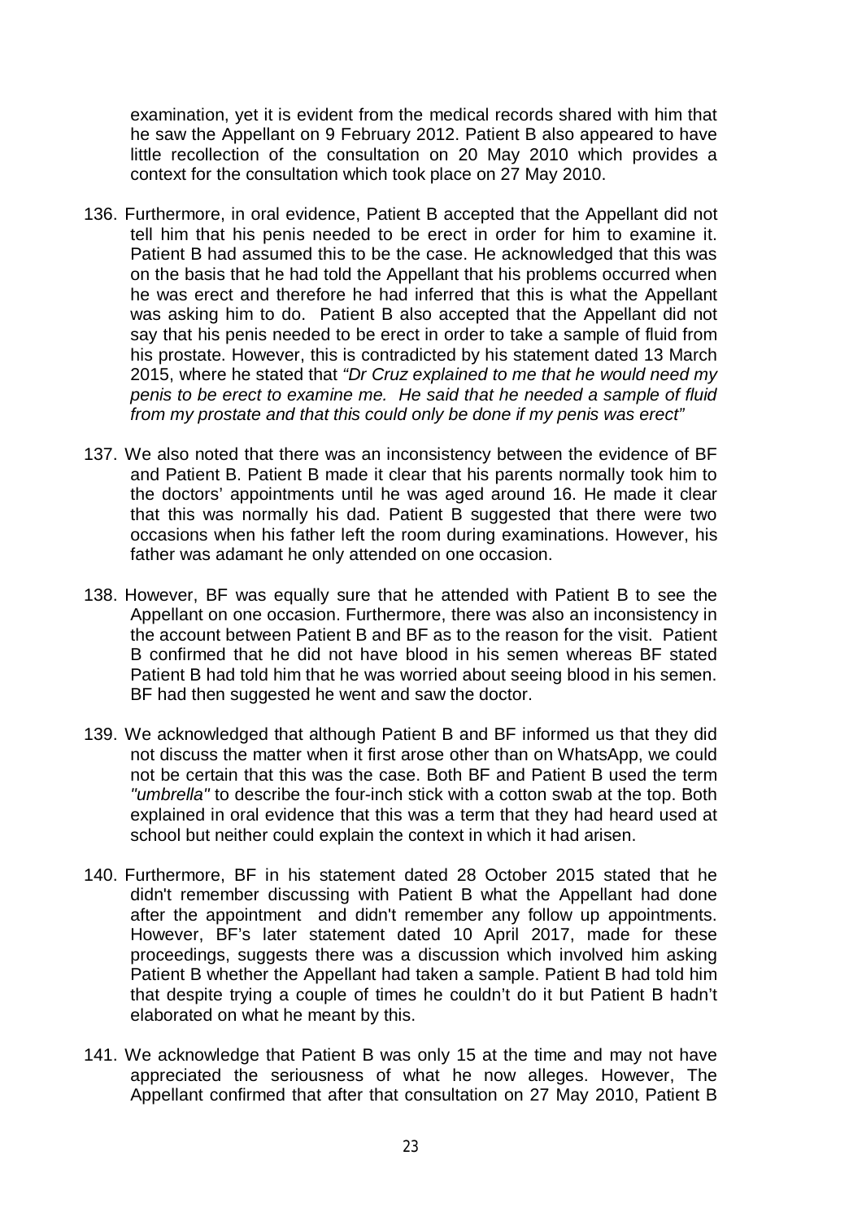examination, yet it is evident from the medical records shared with him that he saw the Appellant on 9 February 2012. Patient B also appeared to have little recollection of the consultation on 20 May 2010 which provides a context for the consultation which took place on 27 May 2010.

136. Furthermore, in oral evidence, Patient B accepted that the Appellant did not tell him that his penis needed to be erect in order for him to examine it. Patient B had assumed this to be the case. He acknowledged that this was on the basis that he had told the Appellant that his problems occurred when he was erect and therefore he had inferred that this is what the Appellant was asking him to do. Patient B also accepted that the Appellant did not say that his penis needed to be erect in order to take a sample of fluid from his prostate. However, this is contradicted by his statement dated 13 March 2015, where he stated that *"Dr Cruz explained to me that he would need my penis to be erect to examine me. He said that he needed a sample of fluid from my prostate and that this could only be done if my penis was erect"*

137. We also noted that there was an inconsistency between the evidence of BF and Patient B. Patient B made it clear that his parents normally took him to the doctors' appointments until he was aged around 16. He made it clear that this was normally his dad. Patient B suggested that there were two occasions when his father left the room during examinations. However, his father was adamant he only attended on one occasion.

138. However, BF was equally sure that he attended with Patient B to see the Appellant on one occasion. Furthermore, there was also an inconsistency in the account between Patient B and BF as to the reason for the visit. Patient B confirmed that he did not have blood in his semen whereas BF stated Patient B had told him that he was worried about seeing blood in his semen. BF had then suggested he went and saw the doctor.

139. We acknowledged that although Patient B and BF informed us that they did not discuss the matter when it first arose other than on WhatsApp, we could not be certain that this was the case. Both BF and Patient B used the term *"umbrella"* to describe the four-inch stick with a cotton swab at the top. Both explained in oral evidence that this was a term that they had heard used at school but neither could explain the context in which it had arisen.

140. Furthermore, BF in his statement dated 28 October 2015 stated that he didn't remember discussing with Patient B what the Appellant had done after the appointment and didn't remember any follow up appointments. However, BF's later statement dated 10 April 2017, made for these proceedings, suggests there was a discussion which involved him asking Patient B whether the Appellant had taken a sample. Patient B had told him that despite trying a couple of times he couldn't do it but Patient B hadn't elaborated on what he meant by this.

141. We acknowledge that Patient B was only 15 at the time and may not have appreciated the seriousness of what he now alleges. However, The Appellant confirmed that after that consultation on 27 May 2010, Patient B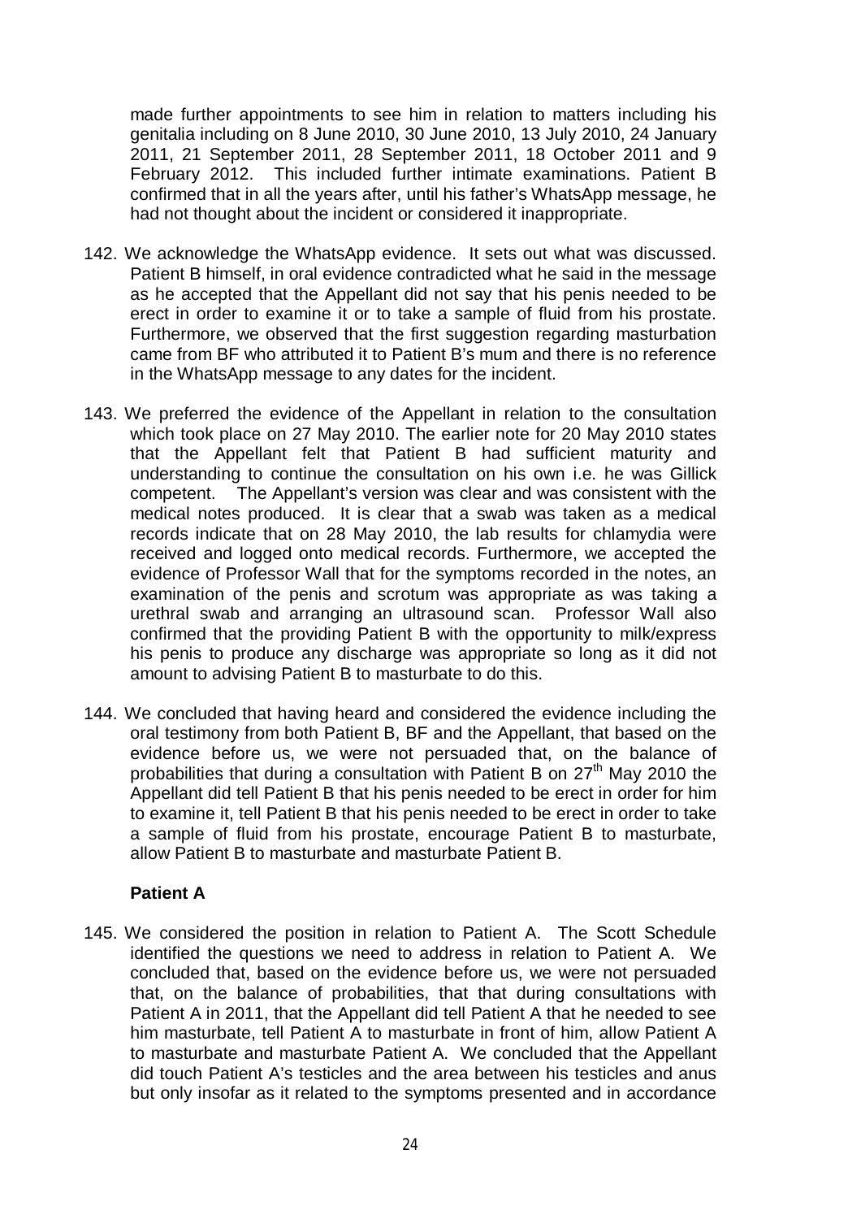made further appointments to see him in relation to matters including his genitalia including on 8 June 2010, 30 June 2010, 13 July 2010, 24 January 2011, 21 September 2011, 28 September 2011, 18 October 2011 and 9 February 2012. This included further intimate examinations. Patient B confirmed that in all the years after, until his father's WhatsApp message, he had not thought about the incident or considered it inappropriate.

142. We acknowledge the WhatsApp evidence. It sets out what was discussed. Patient B himself, in oral evidence contradicted what he said in the message as he accepted that the Appellant did not say that his penis needed to be erect in order to examine it or to take a sample of fluid from his prostate. Furthermore, we observed that the first suggestion regarding masturbation came from BF who attributed it to Patient B's mum and there is no reference in the WhatsApp message to any dates for the incident.

143. We preferred the evidence of the Appellant in relation to the consultation which took place on 27 May 2010. The earlier note for 20 May 2010 states that the Appellant felt that Patient B had sufficient maturity and understanding to continue the consultation on his own i.e. he was Gillick competent. The Appellant's version was clear and was consistent with the medical notes produced. It is clear that a swab was taken as a medical records indicate that on 28 May 2010, the lab results for chlamydia were received and logged onto medical records. Furthermore, we accepted the evidence of Professor Wall that for the symptoms recorded in the notes, an examination of the penis and scrotum was appropriate as was taking a urethral swab and arranging an ultrasound scan. Professor Wall also confirmed that the providing Patient B with the opportunity to milk/express his penis to produce any discharge was appropriate so long as it did not amount to advising Patient B to masturbate to do this.

144. We concluded that having heard and considered the evidence including the oral testimony from both Patient B, BF and the Appellant, that based on the evidence before us, we were not persuaded that, on the balance of probabilities that during a consultation with Patient B on 27th May 2010 the Appellant did tell Patient B that his penis needed to be erect in order for him to examine it, tell Patient B that his penis needed to be erect in order to take a sample of fluid from his prostate, encourage Patient B to masturbate, allow Patient B to masturbate and masturbate Patient B.

**Patient A**

145. We considered the position in relation to Patient A. The Scott Schedule identified the questions we need to address in relation to Patient A. We concluded that, based on the evidence before us, we were not persuaded that, on the balance of probabilities, that that during consultations with Patient A in 2011, that the Appellant did tell Patient A that he needed to see him masturbate, tell Patient A to masturbate in front of him, allow Patient A to masturbate and masturbate Patient A. We concluded that the Appellant did touch Patient A's testicles and the area between his testicles and anus but only insofar as it related to the symptoms presented and in accordance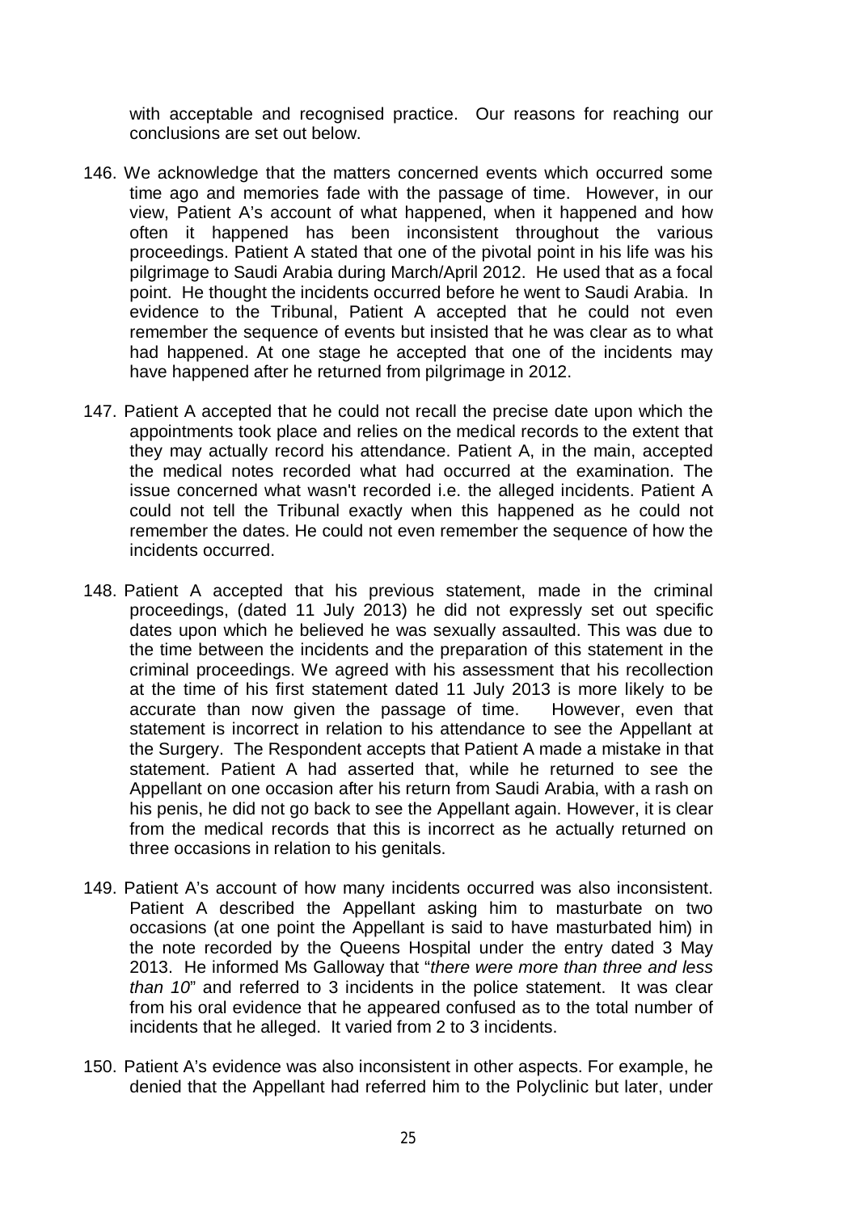with acceptable and recognised practice. Our reasons for reaching our conclusions are set out below.

146. We acknowledge that the matters concerned events which occurred some time ago and memories fade with the passage of time. However, in our view, Patient A's account of what happened, when it happened and how often it happened has been inconsistent throughout the various proceedings. Patient A stated that one of the pivotal point in his life was his pilgrimage to Saudi Arabia during March/April 2012. He used that as a focal point. He thought the incidents occurred before he went to Saudi Arabia. In evidence to the Tribunal, Patient A accepted that he could not even remember the sequence of events but insisted that he was clear as to what had happened. At one stage he accepted that one of the incidents may have happened after he returned from pilgrimage in 2012.

147. Patient A accepted that he could not recall the precise date upon which the appointments took place and relies on the medical records to the extent that they may actually record his attendance. Patient A, in the main, accepted the medical notes recorded what had occurred at the examination. The issue concerned what wasn't recorded i.e. the alleged incidents. Patient A could not tell the Tribunal exactly when this happened as he could not remember the dates. He could not even remember the sequence of how the incidents occurred.

148. Patient A accepted that his previous statement, made in the criminal proceedings, (dated 11 July 2013) he did not expressly set out specific dates upon which he believed he was sexually assaulted. This was due to the time between the incidents and the preparation of this statement in the criminal proceedings. We agreed with his assessment that his recollection at the time of his first statement dated 11 July 2013 is more likely to be accurate than now given the passage of time. However, even that statement is incorrect in relation to his attendance to see the Appellant at the Surgery. The Respondent accepts that Patient A made a mistake in that statement. Patient A had asserted that, while he returned to see the Appellant on one occasion after his return from Saudi Arabia, with a rash on his penis, he did not go back to see the Appellant again. However, it is clear from the medical records that this is incorrect as he actually returned on three occasions in relation to his genitals.

149. Patient A's account of how many incidents occurred was also inconsistent. Patient A described the Appellant asking him to masturbate on two occasions (at one point the Appellant is said to have masturbated him) in the note recorded by the Queens Hospital under the entry dated 3 May 2013. He informed Ms Galloway that "*there were more than three and less than 10*" and referred to 3 incidents in the police statement. It was clear from his oral evidence that he appeared confused as to the total number of incidents that he alleged. It varied from 2 to 3 incidents.

150. Patient A's evidence was also inconsistent in other aspects. For example, he denied that the Appellant had referred him to the Polyclinic but later, under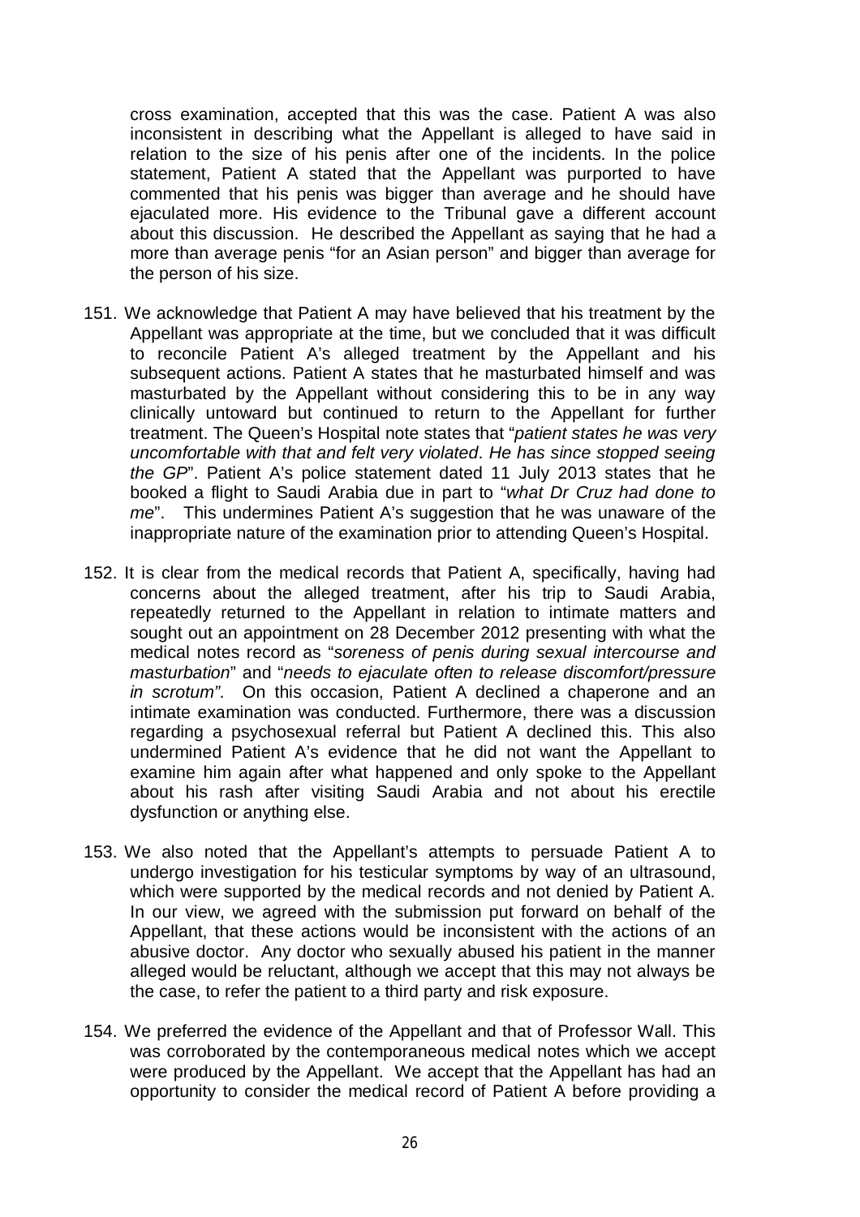cross examination, accepted that this was the case. Patient A was also inconsistent in describing what the Appellant is alleged to have said in relation to the size of his penis after one of the incidents. In the police statement, Patient A stated that the Appellant was purported to have commented that his penis was bigger than average and he should have ejaculated more. His evidence to the Tribunal gave a different account about this discussion. He described the Appellant as saying that he had a more than average penis "for an Asian person" and bigger than average for the person of his size.

151. We acknowledge that Patient A may have believed that his treatment by the Appellant was appropriate at the time, but we concluded that it was difficult to reconcile Patient A's alleged treatment by the Appellant and his subsequent actions. Patient A states that he masturbated himself and was masturbated by the Appellant without considering this to be in any way clinically untoward but continued to return to the Appellant for further treatment. The Queen's Hospital note states that "*patient states he was very uncomfortable with that and felt very violated*. *He has since stopped seeing the GP*". Patient A's police statement dated 11 July 2013 states that he booked a flight to Saudi Arabia due in part to "*what Dr Cruz had done to me*". This undermines Patient A's suggestion that he was unaware of the inappropriate nature of the examination prior to attending Queen's Hospital.

152. It is clear from the medical records that Patient A, specifically, having had concerns about the alleged treatment, after his trip to Saudi Arabia, repeatedly returned to the Appellant in relation to intimate matters and sought out an appointment on 28 December 2012 presenting with what the medical notes record as "*soreness of penis during sexual intercourse and masturbation*" and "*needs to ejaculate often to release discomfort/pressure in scrotum"*. On this occasion, Patient A declined a chaperone and an intimate examination was conducted. Furthermore, there was a discussion regarding a psychosexual referral but Patient A declined this. This also undermined Patient A's evidence that he did not want the Appellant to examine him again after what happened and only spoke to the Appellant about his rash after visiting Saudi Arabia and not about his erectile dysfunction or anything else.

153. We also noted that the Appellant's attempts to persuade Patient A to undergo investigation for his testicular symptoms by way of an ultrasound, which were supported by the medical records and not denied by Patient A. In our view, we agreed with the submission put forward on behalf of the Appellant, that these actions would be inconsistent with the actions of an abusive doctor. Any doctor who sexually abused his patient in the manner alleged would be reluctant, although we accept that this may not always be the case, to refer the patient to a third party and risk exposure.

154. We preferred the evidence of the Appellant and that of Professor Wall. This was corroborated by the contemporaneous medical notes which we accept were produced by the Appellant. We accept that the Appellant has had an opportunity to consider the medical record of Patient A before providing a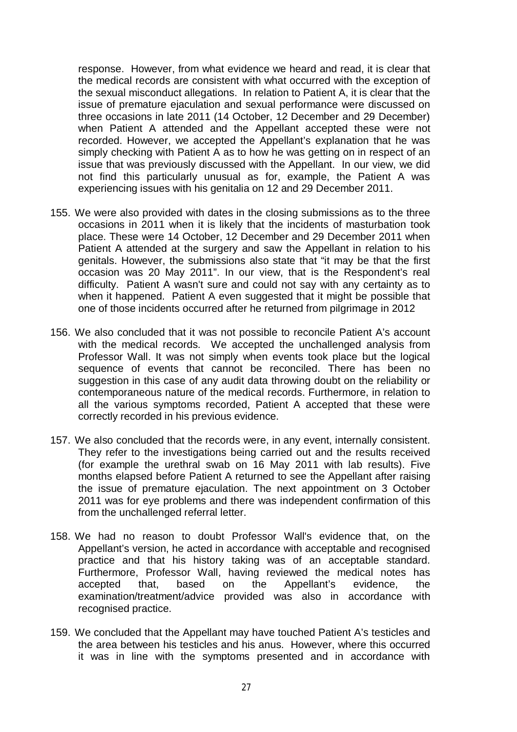response. However, from what evidence we heard and read, it is clear that the medical records are consistent with what occurred with the exception of the sexual misconduct allegations. In relation to Patient A, it is clear that the issue of premature ejaculation and sexual performance were discussed on three occasions in late 2011 (14 October, 12 December and 29 December) when Patient A attended and the Appellant accepted these were not recorded. However, we accepted the Appellant's explanation that he was simply checking with Patient A as to how he was getting on in respect of an issue that was previously discussed with the Appellant. In our view, we did not find this particularly unusual as for, example, the Patient A was experiencing issues with his genitalia on 12 and 29 December 2011.

155. We were also provided with dates in the closing submissions as to the three occasions in 2011 when it is likely that the incidents of masturbation took place. These were 14 October, 12 December and 29 December 2011 when Patient A attended at the surgery and saw the Appellant in relation to his genitals. However, the submissions also state that "it may be that the first occasion was 20 May 2011". In our view, that is the Respondent's real difficulty. Patient A wasn't sure and could not say with any certainty as to when it happened. Patient A even suggested that it might be possible that one of those incidents occurred after he returned from pilgrimage in 2012

156. We also concluded that it was not possible to reconcile Patient A's account with the medical records. We accepted the unchallenged analysis from Professor Wall. It was not simply when events took place but the logical sequence of events that cannot be reconciled. There has been no suggestion in this case of any audit data throwing doubt on the reliability or contemporaneous nature of the medical records. Furthermore, in relation to all the various symptoms recorded, Patient A accepted that these were correctly recorded in his previous evidence.

157. We also concluded that the records were, in any event, internally consistent. They refer to the investigations being carried out and the results received (for example the urethral swab on 16 May 2011 with lab results). Five months elapsed before Patient A returned to see the Appellant after raising the issue of premature ejaculation. The next appointment on 3 October 2011 was for eye problems and there was independent confirmation of this from the unchallenged referral letter.

158. We had no reason to doubt Professor Wall's evidence that, on the Appellant's version, he acted in accordance with acceptable and recognised practice and that his history taking was of an acceptable standard. Furthermore, Professor Wall, having reviewed the medical notes has accepted that, based on the Appellant's evidence, the examination/treatment/advice provided was also in accordance with recognised practice.

159. We concluded that the Appellant may have touched Patient A's testicles and the area between his testicles and his anus. However, where this occurred it was in line with the symptoms presented and in accordance with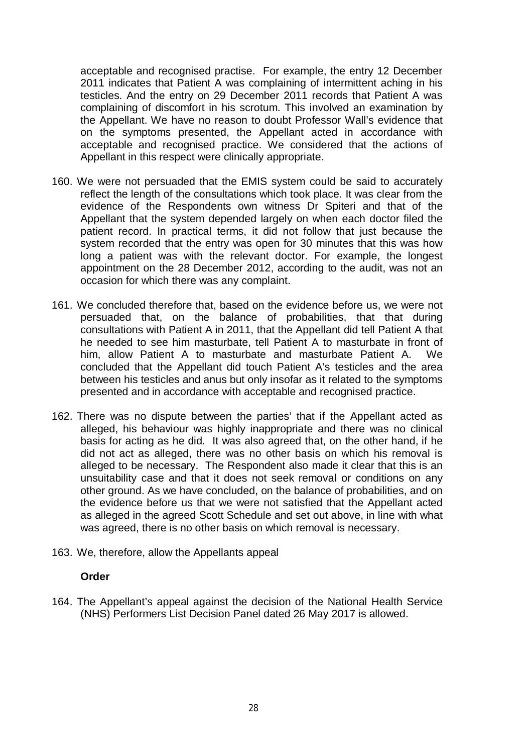acceptable and recognised practise. For example, the entry 12 December 2011 indicates that Patient A was complaining of intermittent aching in his testicles. And the entry on 29 December 2011 records that Patient A was complaining of discomfort in his scrotum. This involved an examination by the Appellant. We have no reason to doubt Professor Wall's evidence that on the symptoms presented, the Appellant acted in accordance with acceptable and recognised practice. We considered that the actions of Appellant in this respect were clinically appropriate.

160. We were not persuaded that the EMIS system could be said to accurately reflect the length of the consultations which took place. It was clear from the evidence of the Respondents own witness Dr Spiteri and that of the Appellant that the system depended largely on when each doctor filed the patient record. In practical terms, it did not follow that just because the system recorded that the entry was open for 30 minutes that this was how long a patient was with the relevant doctor. For example, the longest appointment on the 28 December 2012, according to the audit, was not an occasion for which there was any complaint.

161. We concluded therefore that, based on the evidence before us, we were not persuaded that, on the balance of probabilities, that that during consultations with Patient A in 2011, that the Appellant did tell Patient A that he needed to see him masturbate, tell Patient A to masturbate in front of him, allow Patient A to masturbate and masturbate Patient A. We concluded that the Appellant did touch Patient A's testicles and the area between his testicles and anus but only insofar as it related to the symptoms presented and in accordance with acceptable and recognised practice.

162. There was no dispute between the parties' that if the Appellant acted as alleged, his behaviour was highly inappropriate and there was no clinical basis for acting as he did. It was also agreed that, on the other hand, if he did not act as alleged, there was no other basis on which his removal is alleged to be necessary. The Respondent also made it clear that this is an unsuitability case and that it does not seek removal or conditions on any other ground. As we have concluded, on the balance of probabilities, and on the evidence before us that we were not satisfied that the Appellant acted as alleged in the agreed Scott Schedule and set out above, in line with what was agreed, there is no other basis on which removal is necessary.

163. We, therefore, allow the Appellants appeal

**Order**

164. The Appellant's appeal against the decision of the National Health Service (NHS) Performers List Decision Panel dated 26 May 2017 is allowed.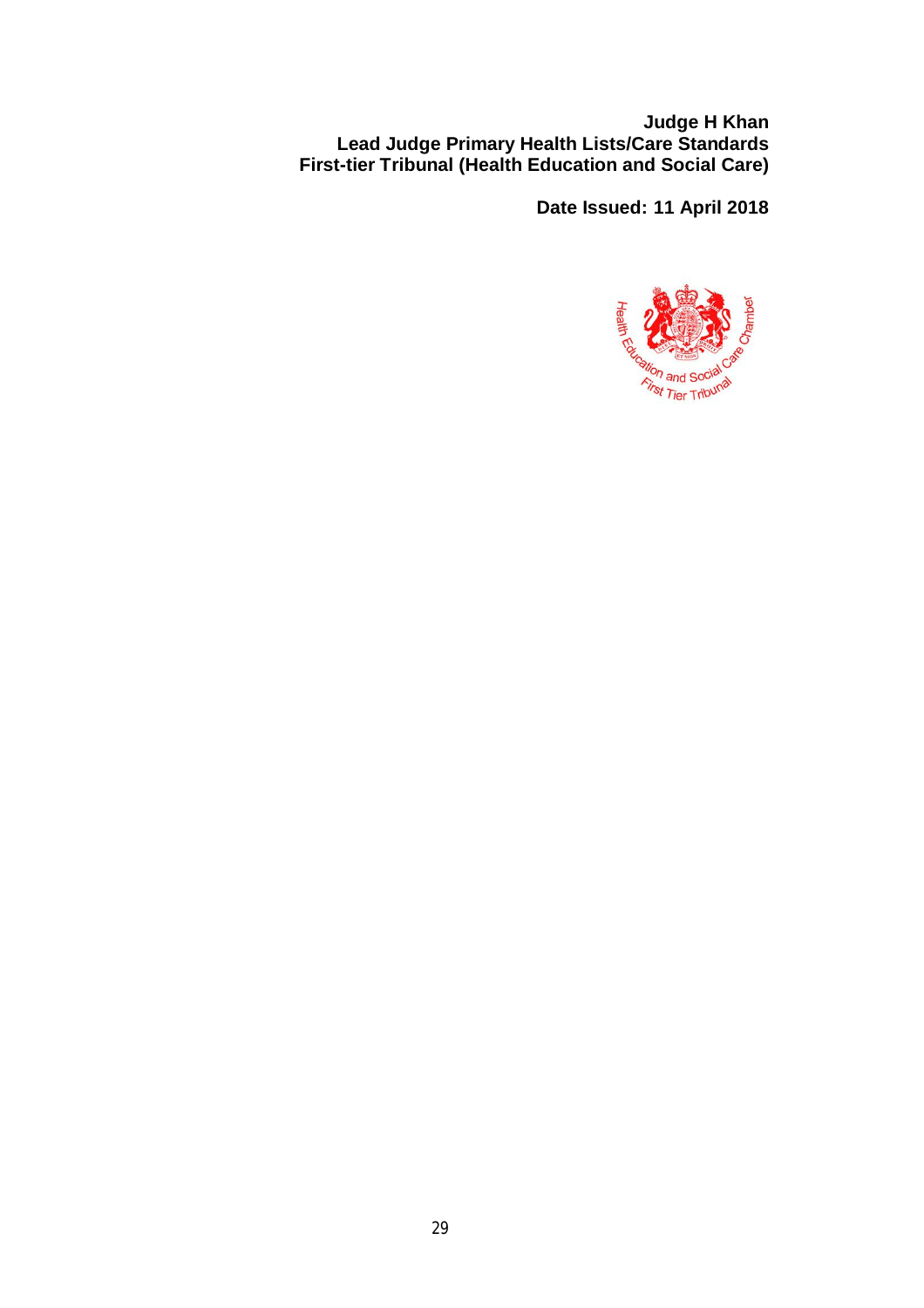**Judge H Khan**
**Lead Judge Primary Health Lists/Care Standards**
**First-tier Tribunal (Health Education and Social Care)**

**Date Issued: 11 April 2018**